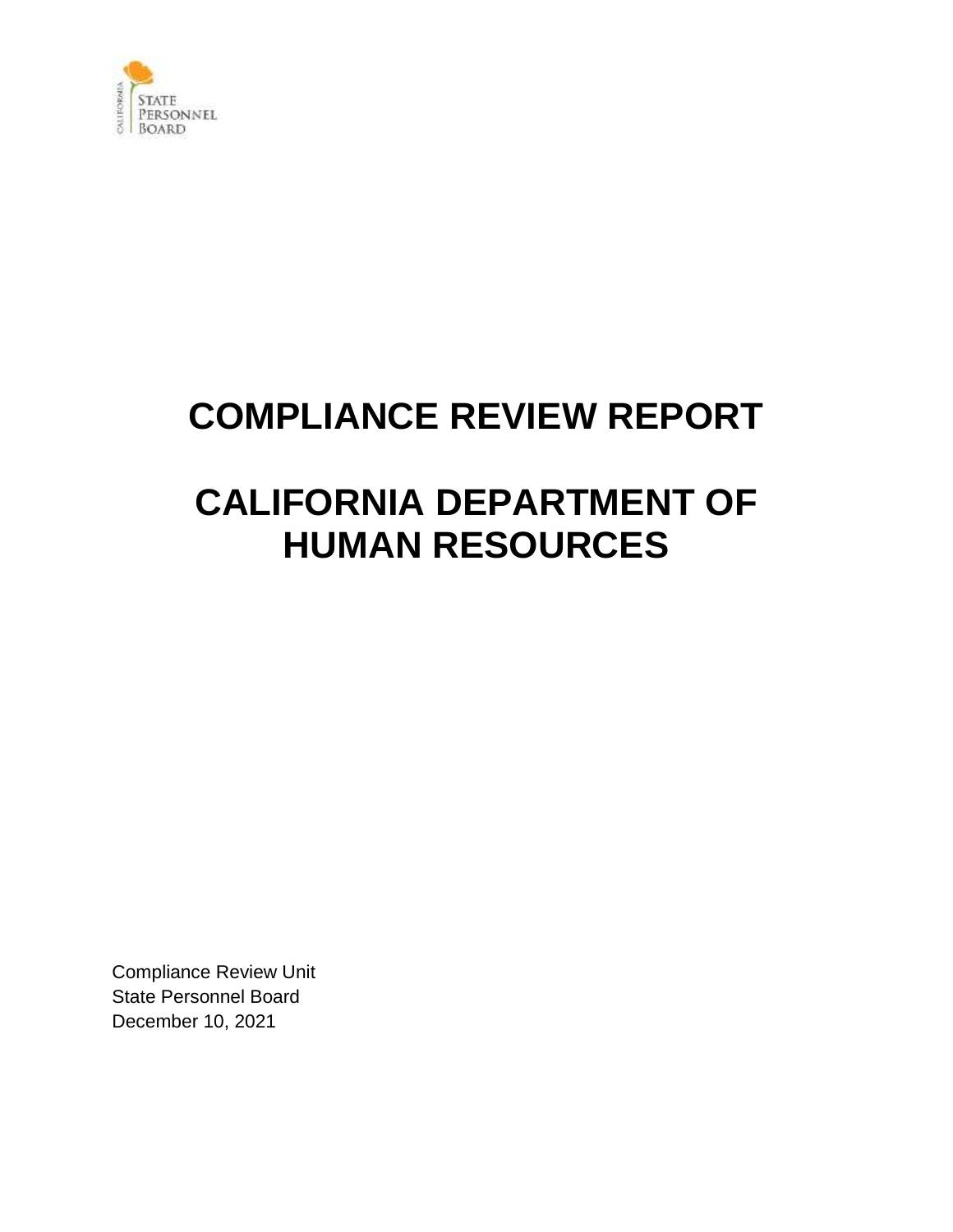# COMPLIANCE REVIEW REPORT

# CALIFORNIA DEPARTMENT OF HUMAN RESOURCES

Compliance Review Unit
State Personnel Board
December 10, 2021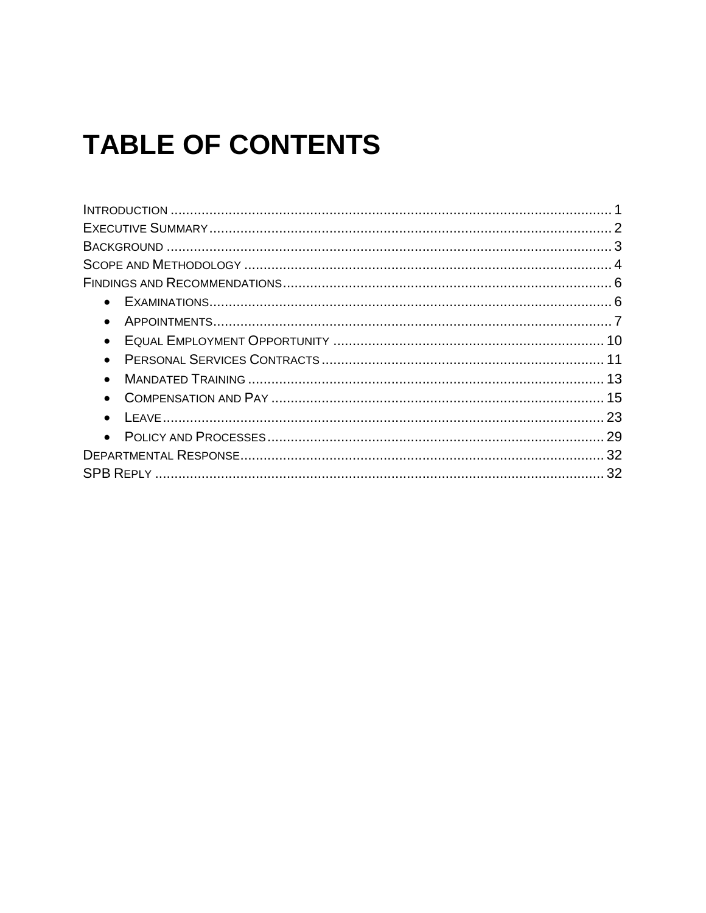# TABLE OF CONTENTS

INTRODUCTION ..... 1
EXECUTIVE SUMMARY ..... 2
BACKGROUND ..... 3
SCOPE AND METHODOLOGY ..... 4
FINDINGS AND RECOMMENDATIONS ..... 6

- EXAMINATIONS ..... 6
- APPOINTMENTS ..... 7
- EQUAL EMPLOYMENT OPPORTUNITY ..... 10
- PERSONAL SERVICES CONTRACTS ..... 11
- MANDATED TRAINING ..... 13
- COMPENSATION AND PAY ..... 15
- LEAVE ..... 23
- POLICY AND PROCESSES ..... 29

DEPARTMENTAL RESPONSE ..... 32
SPB REPLY ..... 32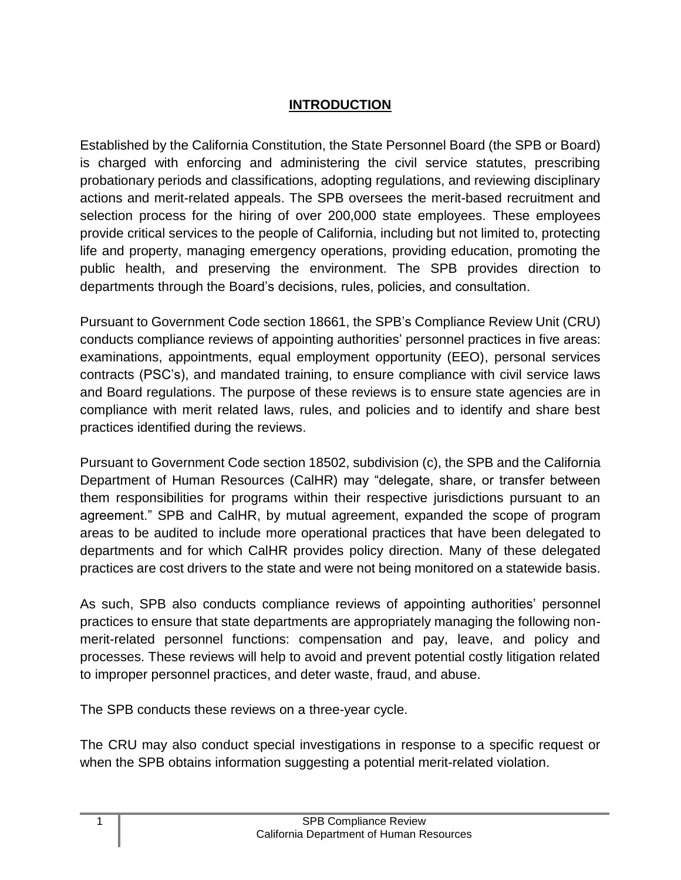## INTRODUCTION

Established by the California Constitution, the State Personnel Board (the SPB or Board) is charged with enforcing and administering the civil service statutes, prescribing probationary periods and classifications, adopting regulations, and reviewing disciplinary actions and merit-related appeals. The SPB oversees the merit-based recruitment and selection process for the hiring of over 200,000 state employees. These employees provide critical services to the people of California, including but not limited to, protecting life and property, managing emergency operations, providing education, promoting the public health, and preserving the environment. The SPB provides direction to departments through the Board's decisions, rules, policies, and consultation.

Pursuant to Government Code section 18661, the SPB's Compliance Review Unit (CRU) conducts compliance reviews of appointing authorities' personnel practices in five areas: examinations, appointments, equal employment opportunity (EEO), personal services contracts (PSC's), and mandated training, to ensure compliance with civil service laws and Board regulations. The purpose of these reviews is to ensure state agencies are in compliance with merit related laws, rules, and policies and to identify and share best practices identified during the reviews.

Pursuant to Government Code section 18502, subdivision (c), the SPB and the California Department of Human Resources (CalHR) may "delegate, share, or transfer between them responsibilities for programs within their respective jurisdictions pursuant to an agreement." SPB and CalHR, by mutual agreement, expanded the scope of program areas to be audited to include more operational practices that have been delegated to departments and for which CalHR provides policy direction. Many of these delegated practices are cost drivers to the state and were not being monitored on a statewide basis.

As such, SPB also conducts compliance reviews of appointing authorities' personnel practices to ensure that state departments are appropriately managing the following non-merit-related personnel functions: compensation and pay, leave, and policy and processes. These reviews will help to avoid and prevent potential costly litigation related to improper personnel practices, and deter waste, fraud, and abuse.

The SPB conducts these reviews on a three-year cycle.

The CRU may also conduct special investigations in response to a specific request or when the SPB obtains information suggesting a potential merit-related violation.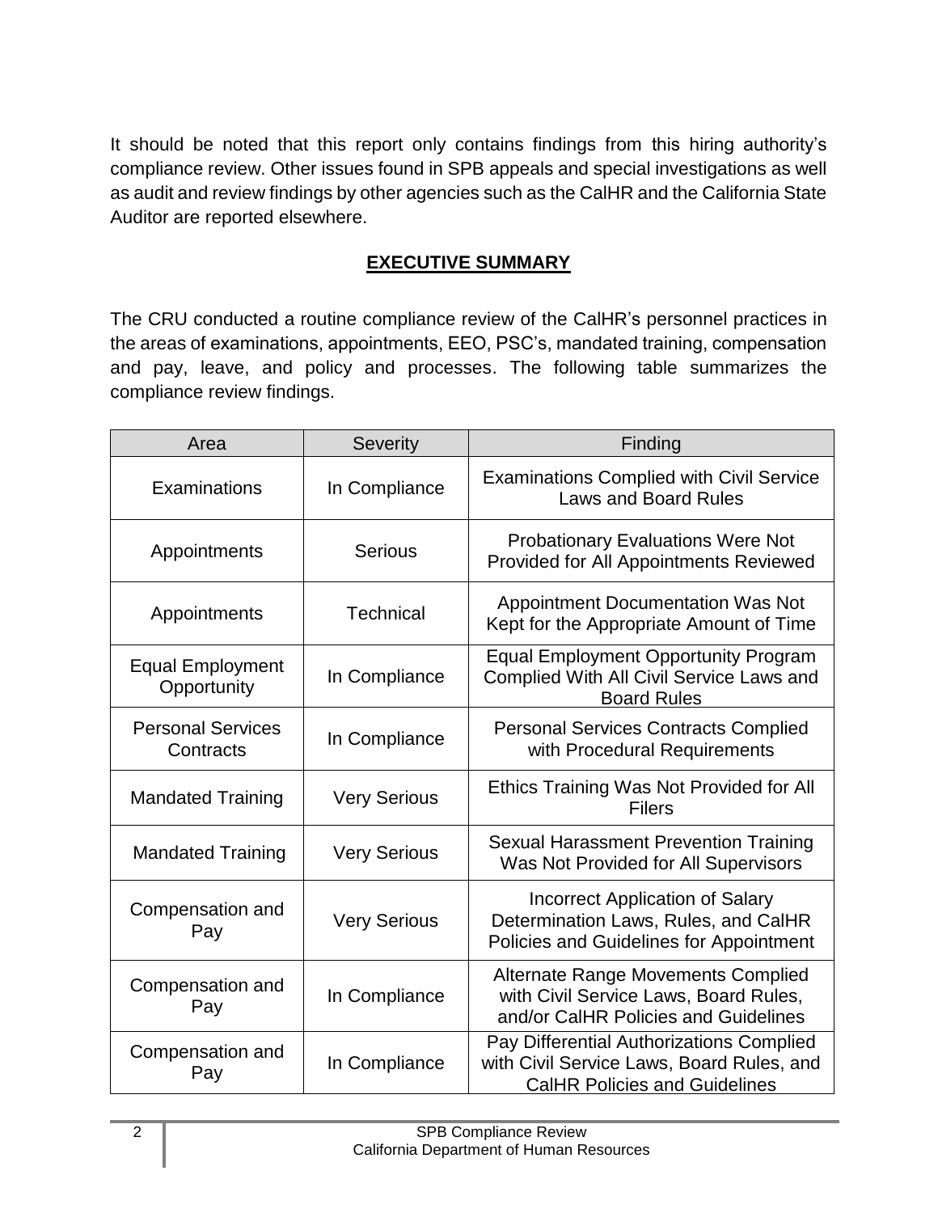It should be noted that this report only contains findings from this hiring authority's compliance review. Other issues found in SPB appeals and special investigations as well as audit and review findings by other agencies such as the CalHR and the California State Auditor are reported elsewhere.

## EXECUTIVE SUMMARY

The CRU conducted a routine compliance review of the CalHR's personnel practices in the areas of examinations, appointments, EEO, PSC's, mandated training, compensation and pay, leave, and policy and processes. The following table summarizes the compliance review findings.

| Area | Severity | Finding |
|---|---|---|
| Examinations | In Compliance | Examinations Complied with Civil Service Laws and Board Rules |
| Appointments | Serious | Probationary Evaluations Were Not Provided for All Appointments Reviewed |
| Appointments | Technical | Appointment Documentation Was Not Kept for the Appropriate Amount of Time |
| Equal Employment Opportunity | In Compliance | Equal Employment Opportunity Program Complied With All Civil Service Laws and Board Rules |
| Personal Services Contracts | In Compliance | Personal Services Contracts Complied with Procedural Requirements |
| Mandated Training | Very Serious | Ethics Training Was Not Provided for All Filers |
| Mandated Training | Very Serious | Sexual Harassment Prevention Training Was Not Provided for All Supervisors |
| Compensation and Pay | Very Serious | Incorrect Application of Salary Determination Laws, Rules, and CalHR Policies and Guidelines for Appointment |
| Compensation and Pay | In Compliance | Alternate Range Movements Complied with Civil Service Laws, Board Rules, and/or CalHR Policies and Guidelines |
| Compensation and Pay | In Compliance | Pay Differential Authorizations Complied with Civil Service Laws, Board Rules, and CalHR Policies and Guidelines |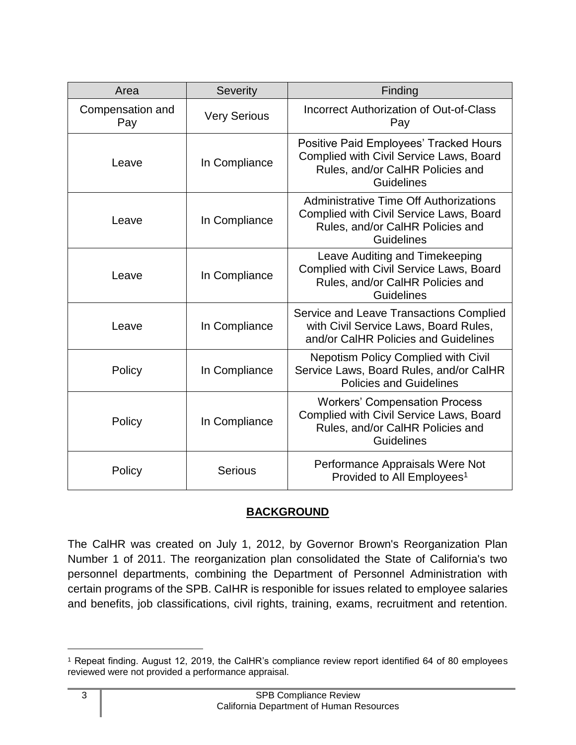| Area | Severity | Finding |
| --- | --- | --- |
| Compensation and Pay | Very Serious | Incorrect Authorization of Out-of-Class Pay |
| Leave | In Compliance | Positive Paid Employees' Tracked Hours Complied with Civil Service Laws, Board Rules, and/or CalHR Policies and Guidelines |
| Leave | In Compliance | Administrative Time Off Authorizations Complied with Civil Service Laws, Board Rules, and/or CalHR Policies and Guidelines |
| Leave | In Compliance | Leave Auditing and Timekeeping Complied with Civil Service Laws, Board Rules, and/or CalHR Policies and Guidelines |
| Leave | In Compliance | Service and Leave Transactions Complied with Civil Service Laws, Board Rules, and/or CalHR Policies and Guidelines |
| Policy | In Compliance | Nepotism Policy Complied with Civil Service Laws, Board Rules, and/or CalHR Policies and Guidelines |
| Policy | In Compliance | Workers' Compensation Process Complied with Civil Service Laws, Board Rules, and/or CalHR Policies and Guidelines |
| Policy | Serious | Performance Appraisals Were Not Provided to All Employees[1] |

## **BACKGROUND**

The CalHR was created on July 1, 2012, by Governor Brown's Reorganization Plan Number 1 of 2011. The reorganization plan consolidated the State of California's two personnel departments, combining the Department of Personnel Administration with certain programs of the SPB. CalHR is responible for issues related to employee salaries and benefits, job classifications, civil rights, training, exams, recruitment and retention.

[1] Repeat finding. August 12, 2019, the CalHR's compliance review report identified 64 of 80 employees reviewed were not provided a performance appraisal.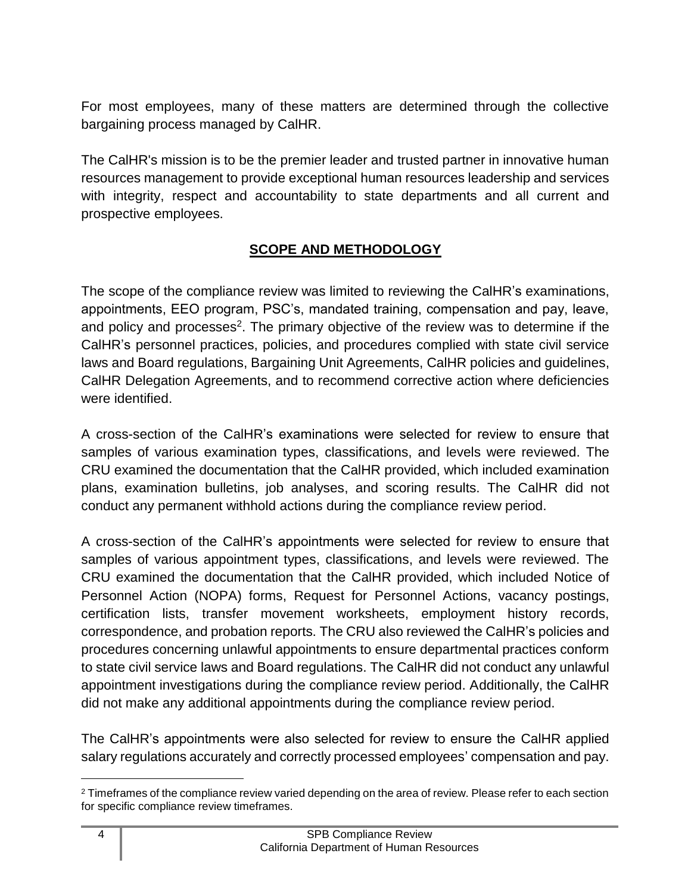For most employees, many of these matters are determined through the collective bargaining process managed by CalHR.

The CalHR's mission is to be the premier leader and trusted partner in innovative human resources management to provide exceptional human resources leadership and services with integrity, respect and accountability to state departments and all current and prospective employees.

## SCOPE AND METHODOLOGY

The scope of the compliance review was limited to reviewing the CalHR's examinations, appointments, EEO program, PSC's, mandated training, compensation and pay, leave, and policy and processes[2]. The primary objective of the review was to determine if the CalHR's personnel practices, policies, and procedures complied with state civil service laws and Board regulations, Bargaining Unit Agreements, CalHR policies and guidelines, CalHR Delegation Agreements, and to recommend corrective action where deficiencies were identified.

A cross-section of the CalHR's examinations were selected for review to ensure that samples of various examination types, classifications, and levels were reviewed. The CRU examined the documentation that the CalHR provided, which included examination plans, examination bulletins, job analyses, and scoring results. The CalHR did not conduct any permanent withhold actions during the compliance review period.

A cross-section of the CalHR's appointments were selected for review to ensure that samples of various appointment types, classifications, and levels were reviewed. The CRU examined the documentation that the CalHR provided, which included Notice of Personnel Action (NOPA) forms, Request for Personnel Actions, vacancy postings, certification lists, transfer movement worksheets, employment history records, correspondence, and probation reports. The CRU also reviewed the CalHR's policies and procedures concerning unlawful appointments to ensure departmental practices conform to state civil service laws and Board regulations. The CalHR did not conduct any unlawful appointment investigations during the compliance review period. Additionally, the CalHR did not make any additional appointments during the compliance review period.

The CalHR's appointments were also selected for review to ensure the CalHR applied salary regulations accurately and correctly processed employees' compensation and pay.

---

[2] Timeframes of the compliance review varied depending on the area of review. Please refer to each section for specific compliance review timeframes.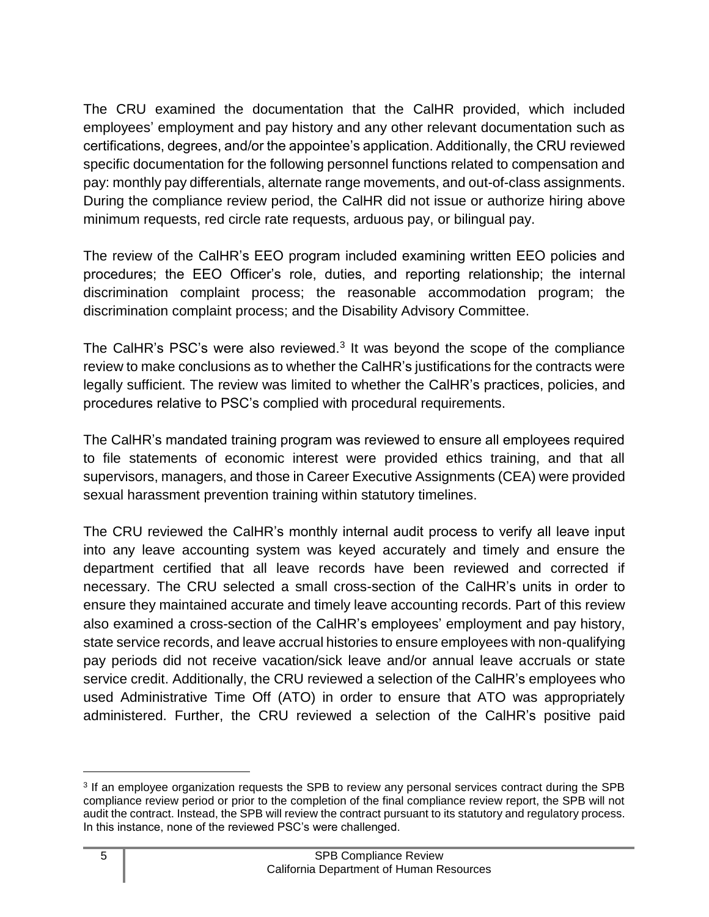The CRU examined the documentation that the CalHR provided, which included employees' employment and pay history and any other relevant documentation such as certifications, degrees, and/or the appointee's application. Additionally, the CRU reviewed specific documentation for the following personnel functions related to compensation and pay: monthly pay differentials, alternate range movements, and out-of-class assignments. During the compliance review period, the CalHR did not issue or authorize hiring above minimum requests, red circle rate requests, arduous pay, or bilingual pay.

The review of the CalHR's EEO program included examining written EEO policies and procedures; the EEO Officer's role, duties, and reporting relationship; the internal discrimination complaint process; the reasonable accommodation program; the discrimination complaint process; and the Disability Advisory Committee.

The CalHR's PSC's were also reviewed.[3] It was beyond the scope of the compliance review to make conclusions as to whether the CalHR's justifications for the contracts were legally sufficient. The review was limited to whether the CalHR's practices, policies, and procedures relative to PSC's complied with procedural requirements.

The CalHR's mandated training program was reviewed to ensure all employees required to file statements of economic interest were provided ethics training, and that all supervisors, managers, and those in Career Executive Assignments (CEA) were provided sexual harassment prevention training within statutory timelines.

The CRU reviewed the CalHR's monthly internal audit process to verify all leave input into any leave accounting system was keyed accurately and timely and ensure the department certified that all leave records have been reviewed and corrected if necessary. The CRU selected a small cross-section of the CalHR's units in order to ensure they maintained accurate and timely leave accounting records. Part of this review also examined a cross-section of the CalHR's employees' employment and pay history, state service records, and leave accrual histories to ensure employees with non-qualifying pay periods did not receive vacation/sick leave and/or annual leave accruals or state service credit. Additionally, the CRU reviewed a selection of the CalHR's employees who used Administrative Time Off (ATO) in order to ensure that ATO was appropriately administered. Further, the CRU reviewed a selection of the CalHR's positive paid

[3] If an employee organization requests the SPB to review any personal services contract during the SPB compliance review period or prior to the completion of the final compliance review report, the SPB will not audit the contract. Instead, the SPB will review the contract pursuant to its statutory and regulatory process. In this instance, none of the reviewed PSC's were challenged.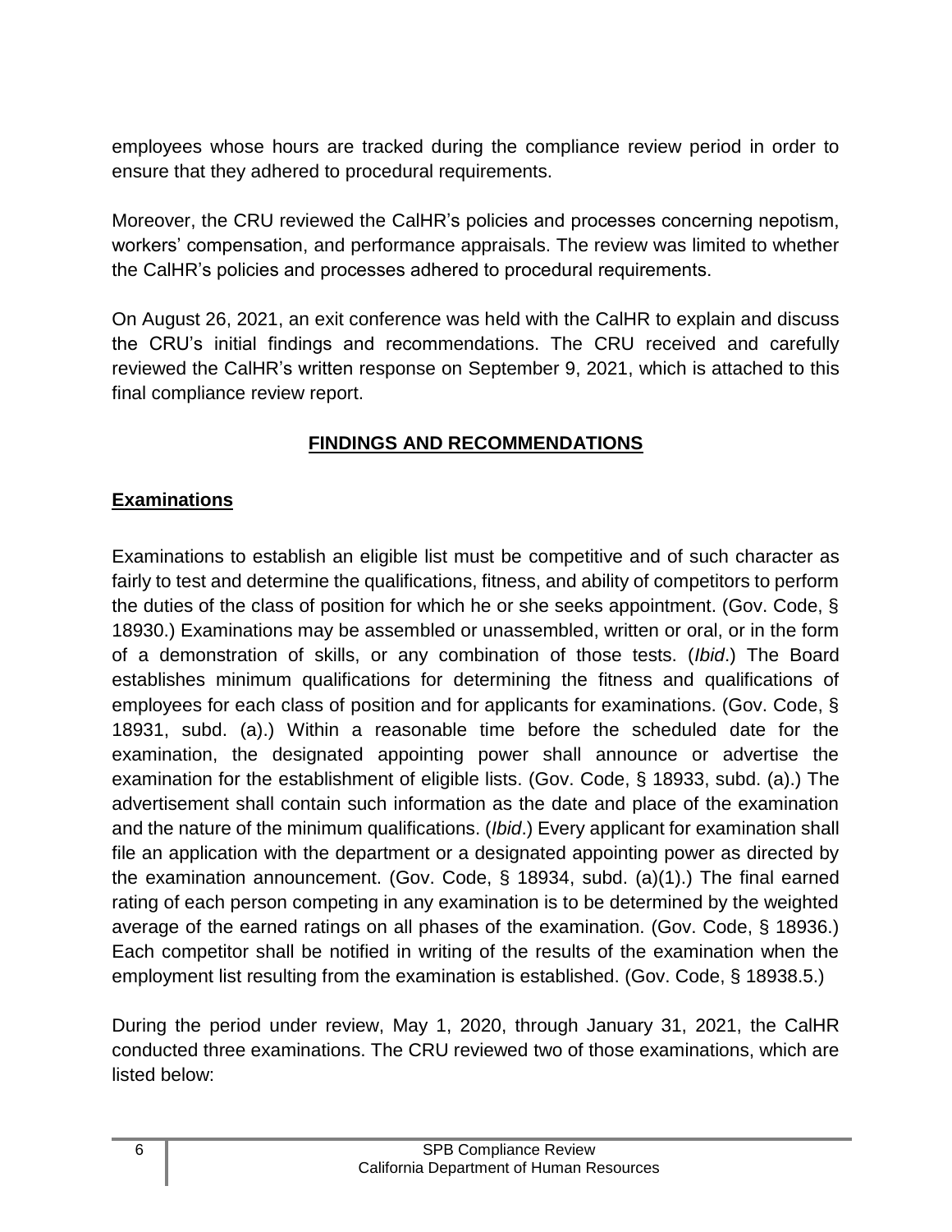employees whose hours are tracked during the compliance review period in order to ensure that they adhered to procedural requirements.

Moreover, the CRU reviewed the CalHR's policies and processes concerning nepotism, workers' compensation, and performance appraisals. The review was limited to whether the CalHR's policies and processes adhered to procedural requirements.

On August 26, 2021, an exit conference was held with the CalHR to explain and discuss the CRU's initial findings and recommendations. The CRU received and carefully reviewed the CalHR's written response on September 9, 2021, which is attached to this final compliance review report.

## FINDINGS AND RECOMMENDATIONS

### Examinations

Examinations to establish an eligible list must be competitive and of such character as fairly to test and determine the qualifications, fitness, and ability of competitors to perform the duties of the class of position for which he or she seeks appointment. (Gov. Code, § 18930.) Examinations may be assembled or unassembled, written or oral, or in the form of a demonstration of skills, or any combination of those tests. (*Ibid*.) The Board establishes minimum qualifications for determining the fitness and qualifications of employees for each class of position and for applicants for examinations. (Gov. Code, § 18931, subd. (a).) Within a reasonable time before the scheduled date for the examination, the designated appointing power shall announce or advertise the examination for the establishment of eligible lists. (Gov. Code, § 18933, subd. (a).) The advertisement shall contain such information as the date and place of the examination and the nature of the minimum qualifications. (*Ibid*.) Every applicant for examination shall file an application with the department or a designated appointing power as directed by the examination announcement. (Gov. Code, § 18934, subd. (a)(1).) The final earned rating of each person competing in any examination is to be determined by the weighted average of the earned ratings on all phases of the examination. (Gov. Code, § 18936.) Each competitor shall be notified in writing of the results of the examination when the employment list resulting from the examination is established. (Gov. Code, § 18938.5.)

During the period under review, May 1, 2020, through January 31, 2021, the CalHR conducted three examinations. The CRU reviewed two of those examinations, which are listed below: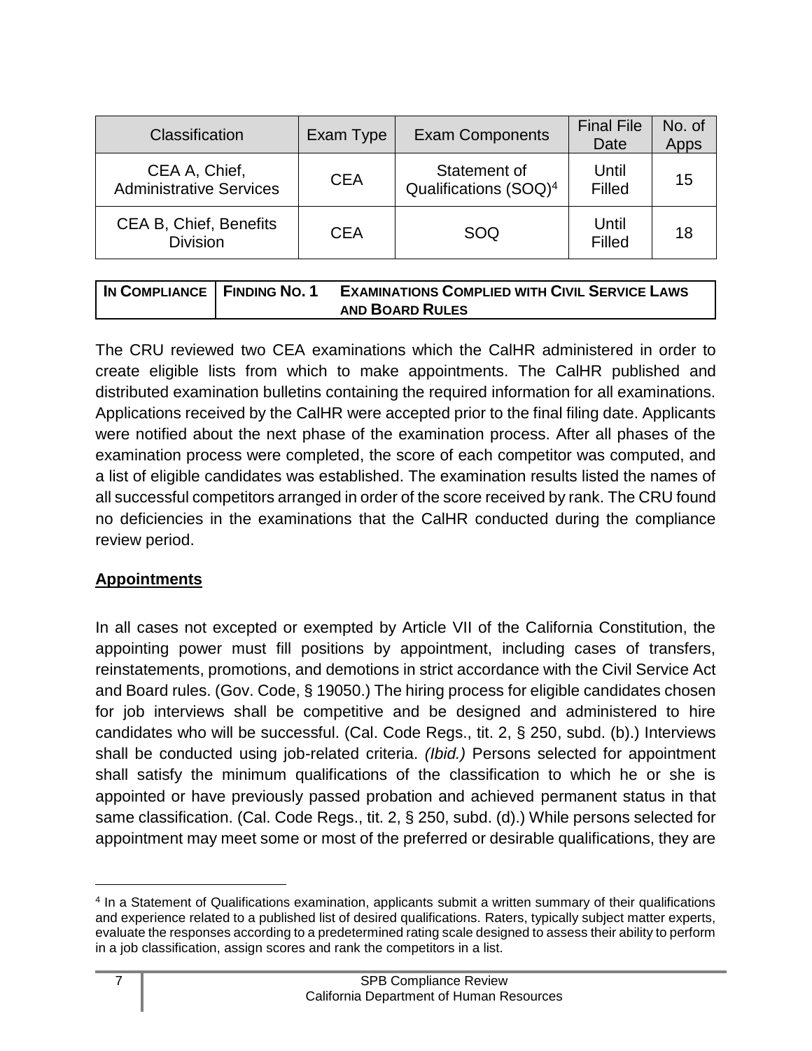| Classification | Exam Type | Exam Components | Final File Date | No. of Apps |
| --- | --- | --- | --- | --- |
| CEA A, Chief, Administrative Services | CEA | Statement of Qualifications (SOQ)[4] | Until Filled | 15 |
| CEA B, Chief, Benefits Division | CEA | SOQ | Until Filled | 18 |

| IN COMPLIANCE | FINDING NO. 1 | EXAMINATIONS COMPLIED WITH CIVIL SERVICE LAWS AND BOARD RULES |
| --- | --- | --- |

The CRU reviewed two CEA examinations which the CalHR administered in order to create eligible lists from which to make appointments. The CalHR published and distributed examination bulletins containing the required information for all examinations. Applications received by the CalHR were accepted prior to the final filing date. Applicants were notified about the next phase of the examination process. After all phases of the examination process were completed, the score of each competitor was computed, and a list of eligible candidates was established. The examination results listed the names of all successful competitors arranged in order of the score received by rank. The CRU found no deficiencies in the examinations that the CalHR conducted during the compliance review period.

## Appointments

In all cases not excepted or exempted by Article VII of the California Constitution, the appointing power must fill positions by appointment, including cases of transfers, reinstatements, promotions, and demotions in strict accordance with the Civil Service Act and Board rules. (Gov. Code, § 19050.) The hiring process for eligible candidates chosen for job interviews shall be competitive and be designed and administered to hire candidates who will be successful. (Cal. Code Regs., tit. 2, § 250, subd. (b).) Interviews shall be conducted using job-related criteria. *(Ibid.)* Persons selected for appointment shall satisfy the minimum qualifications of the classification to which he or she is appointed or have previously passed probation and achieved permanent status in that same classification. (Cal. Code Regs., tit. 2, § 250, subd. (d).) While persons selected for appointment may meet some or most of the preferred or desirable qualifications, they are

[4] In a Statement of Qualifications examination, applicants submit a written summary of their qualifications and experience related to a published list of desired qualifications. Raters, typically subject matter experts, evaluate the responses according to a predetermined rating scale designed to assess their ability to perform in a job classification, assign scores and rank the competitors in a list.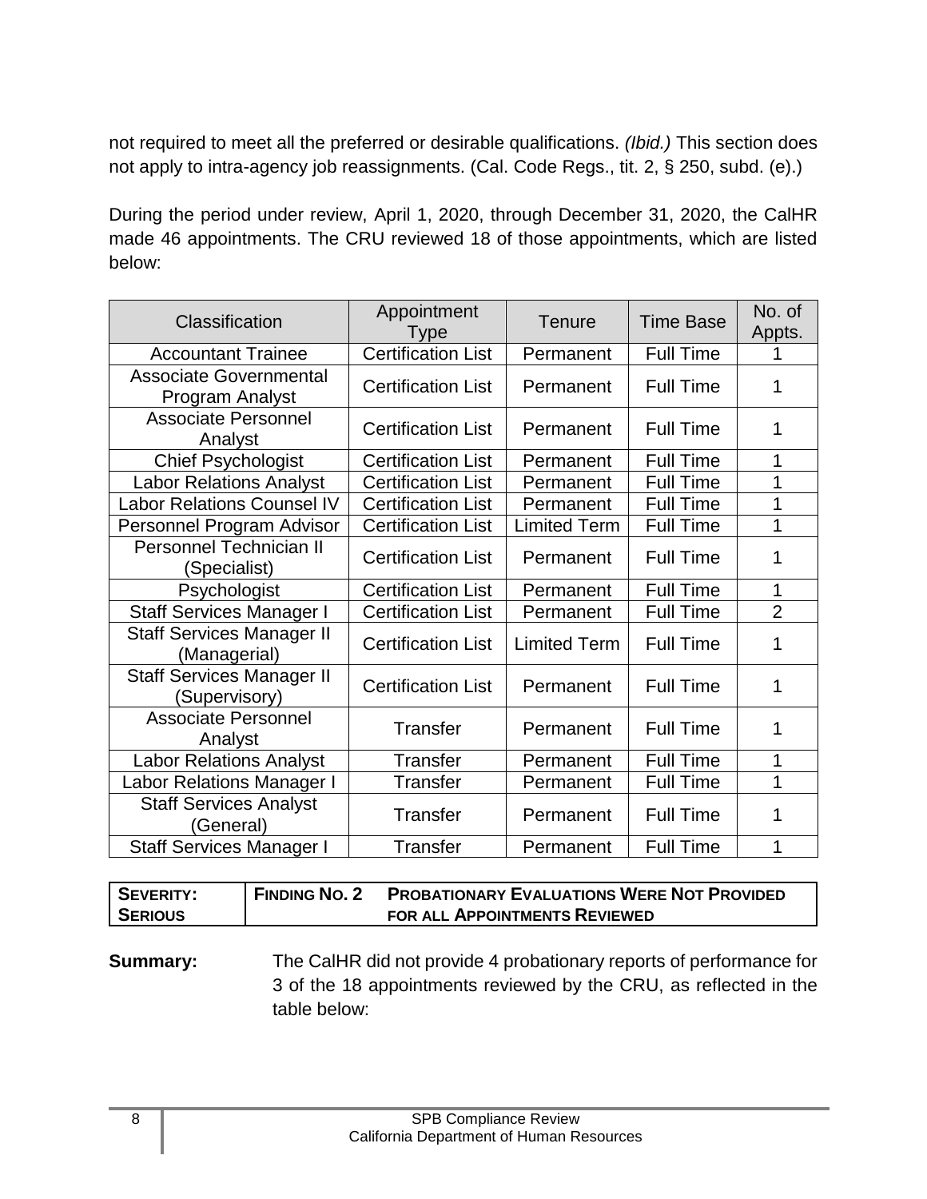not required to meet all the preferred or desirable qualifications. *(Ibid.)* This section does not apply to intra-agency job reassignments. (Cal. Code Regs., tit. 2, § 250, subd. (e).)

During the period under review, April 1, 2020, through December 31, 2020, the CalHR made 46 appointments. The CRU reviewed 18 of those appointments, which are listed below:

| Classification | Appointment Type | Tenure | Time Base | No. of Appts. |
|---|---|---|---|---|
| Accountant Trainee | Certification List | Permanent | Full Time | 1 |
| Associate Governmental Program Analyst | Certification List | Permanent | Full Time | 1 |
| Associate Personnel Analyst | Certification List | Permanent | Full Time | 1 |
| Chief Psychologist | Certification List | Permanent | Full Time | 1 |
| Labor Relations Analyst | Certification List | Permanent | Full Time | 1 |
| Labor Relations Counsel IV | Certification List | Permanent | Full Time | 1 |
| Personnel Program Advisor | Certification List | Limited Term | Full Time | 1 |
| Personnel Technician II (Specialist) | Certification List | Permanent | Full Time | 1 |
| Psychologist | Certification List | Permanent | Full Time | 1 |
| Staff Services Manager I | Certification List | Permanent | Full Time | 2 |
| Staff Services Manager II (Managerial) | Certification List | Limited Term | Full Time | 1 |
| Staff Services Manager II (Supervisory) | Certification List | Permanent | Full Time | 1 |
| Associate Personnel Analyst | Transfer | Permanent | Full Time | 1 |
| Labor Relations Analyst | Transfer | Permanent | Full Time | 1 |
| Labor Relations Manager I | Transfer | Permanent | Full Time | 1 |
| Staff Services Analyst (General) | Transfer | Permanent | Full Time | 1 |
| Staff Services Manager I | Transfer | Permanent | Full Time | 1 |

| **SEVERITY: SERIOUS** | **FINDING NO. 2** | **PROBATIONARY EVALUATIONS WERE NOT PROVIDED FOR ALL APPOINTMENTS REVIEWED** |
|---|---|---|

**Summary:** The CalHR did not provide 4 probationary reports of performance for 3 of the 18 appointments reviewed by the CRU, as reflected in the table below: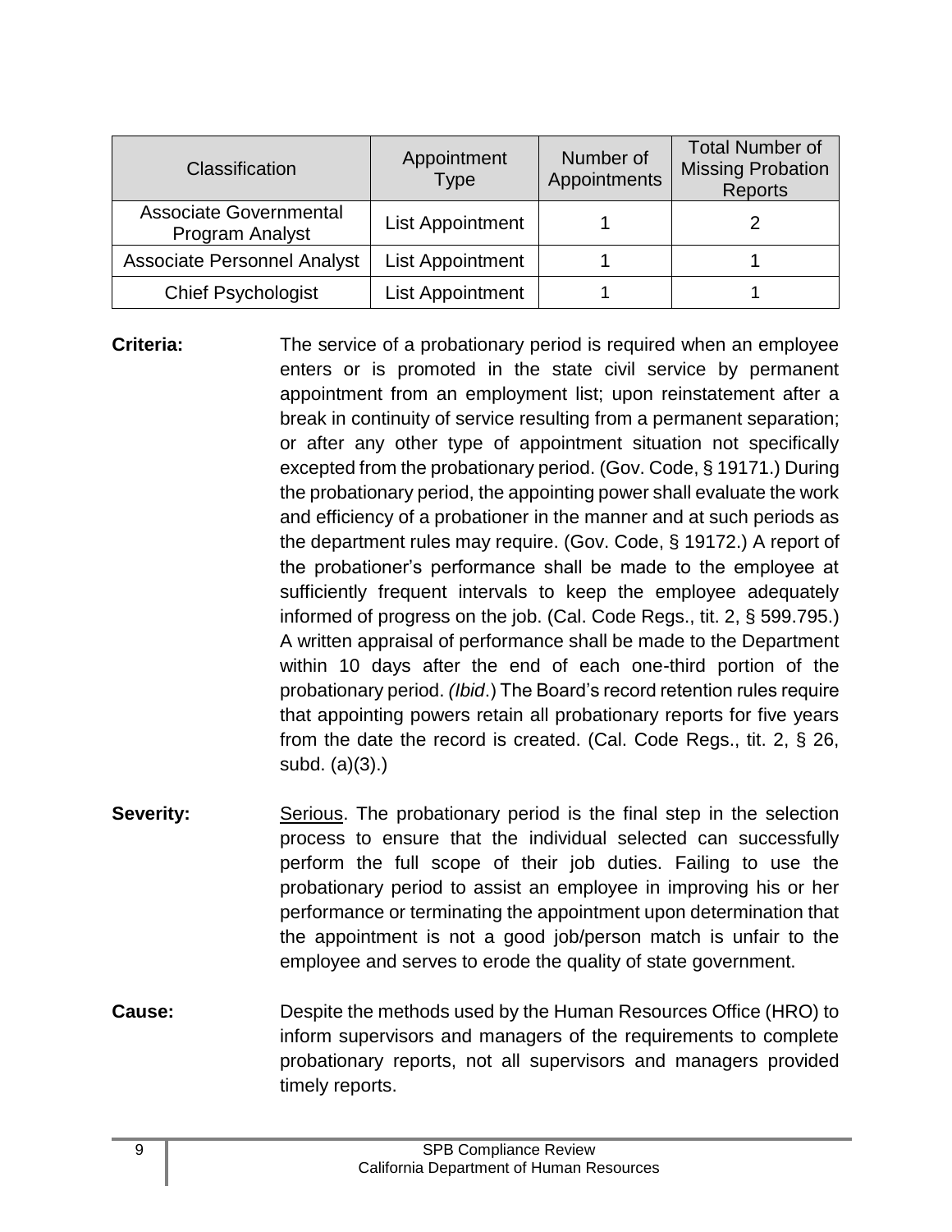| Classification | Appointment Type | Number of Appointments | Total Number of Missing Probation Reports |
|---|---|---|---|
| Associate Governmental Program Analyst | List Appointment | 1 | 2 |
| Associate Personnel Analyst | List Appointment | 1 | 1 |
| Chief Psychologist | List Appointment | 1 | 1 |

**Criteria:** The service of a probationary period is required when an employee enters or is promoted in the state civil service by permanent appointment from an employment list; upon reinstatement after a break in continuity of service resulting from a permanent separation; or after any other type of appointment situation not specifically excepted from the probationary period. (Gov. Code, § 19171.) During the probationary period, the appointing power shall evaluate the work and efficiency of a probationer in the manner and at such periods as the department rules may require. (Gov. Code, § 19172.) A report of the probationer's performance shall be made to the employee at sufficiently frequent intervals to keep the employee adequately informed of progress on the job. (Cal. Code Regs., tit. 2, § 599.795.) A written appraisal of performance shall be made to the Department within 10 days after the end of each one-third portion of the probationary period. *(Ibid*.) The Board's record retention rules require that appointing powers retain all probationary reports for five years from the date the record is created. (Cal. Code Regs., tit. 2, § 26, subd. (a)(3).)

**Severity:** Serious. The probationary period is the final step in the selection process to ensure that the individual selected can successfully perform the full scope of their job duties. Failing to use the probationary period to assist an employee in improving his or her performance or terminating the appointment upon determination that the appointment is not a good job/person match is unfair to the employee and serves to erode the quality of state government.

**Cause:** Despite the methods used by the Human Resources Office (HRO) to inform supervisors and managers of the requirements to complete probationary reports, not all supervisors and managers provided timely reports.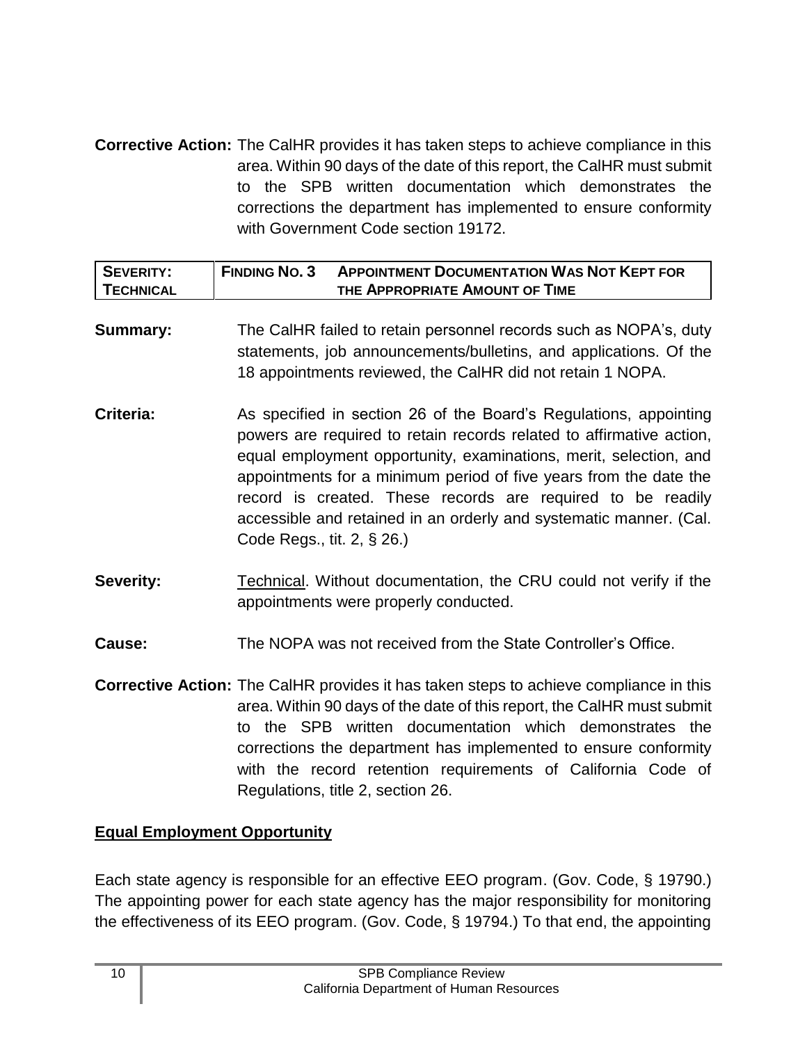**Corrective Action:** The CalHR provides it has taken steps to achieve compliance in this area. Within 90 days of the date of this report, the CalHR must submit to the SPB written documentation which demonstrates the corrections the department has implemented to ensure conformity with Government Code section 19172.

| SEVERITY: TECHNICAL | FINDING NO. 3 | APPOINTMENT DOCUMENTATION WAS NOT KEPT FOR THE APPROPRIATE AMOUNT OF TIME |
|---|---|---|

**Summary:** The CalHR failed to retain personnel records such as NOPA's, duty statements, job announcements/bulletins, and applications. Of the 18 appointments reviewed, the CalHR did not retain 1 NOPA.

**Criteria:** As specified in section 26 of the Board's Regulations, appointing powers are required to retain records related to affirmative action, equal employment opportunity, examinations, merit, selection, and appointments for a minimum period of five years from the date the record is created. These records are required to be readily accessible and retained in an orderly and systematic manner. (Cal. Code Regs., tit. 2, § 26.)

**Severity:** Technical. Without documentation, the CRU could not verify if the appointments were properly conducted.

**Cause:** The NOPA was not received from the State Controller's Office.

**Corrective Action:** The CalHR provides it has taken steps to achieve compliance in this area. Within 90 days of the date of this report, the CalHR must submit to the SPB written documentation which demonstrates the corrections the department has implemented to ensure conformity with the record retention requirements of California Code of Regulations, title 2, section 26.

## Equal Employment Opportunity

Each state agency is responsible for an effective EEO program. (Gov. Code, § 19790.) The appointing power for each state agency has the major responsibility for monitoring the effectiveness of its EEO program. (Gov. Code, § 19794.) To that end, the appointing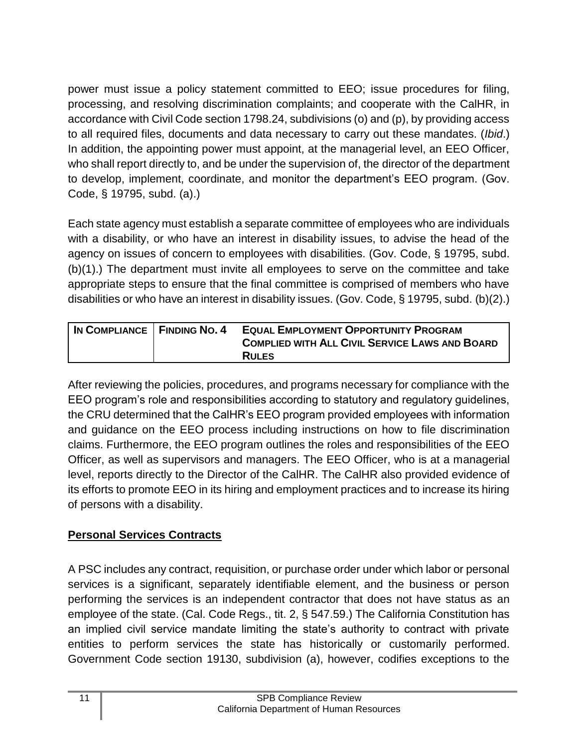power must issue a policy statement committed to EEO; issue procedures for filing, processing, and resolving discrimination complaints; and cooperate with the CalHR, in accordance with Civil Code section 1798.24, subdivisions (o) and (p), by providing access to all required files, documents and data necessary to carry out these mandates. (*Ibid*.) In addition, the appointing power must appoint, at the managerial level, an EEO Officer, who shall report directly to, and be under the supervision of, the director of the department to develop, implement, coordinate, and monitor the department's EEO program. (Gov. Code, § 19795, subd. (a).)

Each state agency must establish a separate committee of employees who are individuals with a disability, or who have an interest in disability issues, to advise the head of the agency on issues of concern to employees with disabilities. (Gov. Code, § 19795, subd. (b)(1).) The department must invite all employees to serve on the committee and take appropriate steps to ensure that the final committee is comprised of members who have disabilities or who have an interest in disability issues. (Gov. Code, § 19795, subd. (b)(2).)

| IN COMPLIANCE | FINDING NO. 4 | EQUAL EMPLOYMENT OPPORTUNITY PROGRAM COMPLIED WITH ALL CIVIL SERVICE LAWS AND BOARD RULES |
|---|---|---|

After reviewing the policies, procedures, and programs necessary for compliance with the EEO program's role and responsibilities according to statutory and regulatory guidelines, the CRU determined that the CalHR's EEO program provided employees with information and guidance on the EEO process including instructions on how to file discrimination claims. Furthermore, the EEO program outlines the roles and responsibilities of the EEO Officer, as well as supervisors and managers. The EEO Officer, who is at a managerial level, reports directly to the Director of the CalHR. The CalHR also provided evidence of its efforts to promote EEO in its hiring and employment practices and to increase its hiring of persons with a disability.

## Personal Services Contracts

A PSC includes any contract, requisition, or purchase order under which labor or personal services is a significant, separately identifiable element, and the business or person performing the services is an independent contractor that does not have status as an employee of the state. (Cal. Code Regs., tit. 2, § 547.59.) The California Constitution has an implied civil service mandate limiting the state's authority to contract with private entities to perform services the state has historically or customarily performed. Government Code section 19130, subdivision (a), however, codifies exceptions to the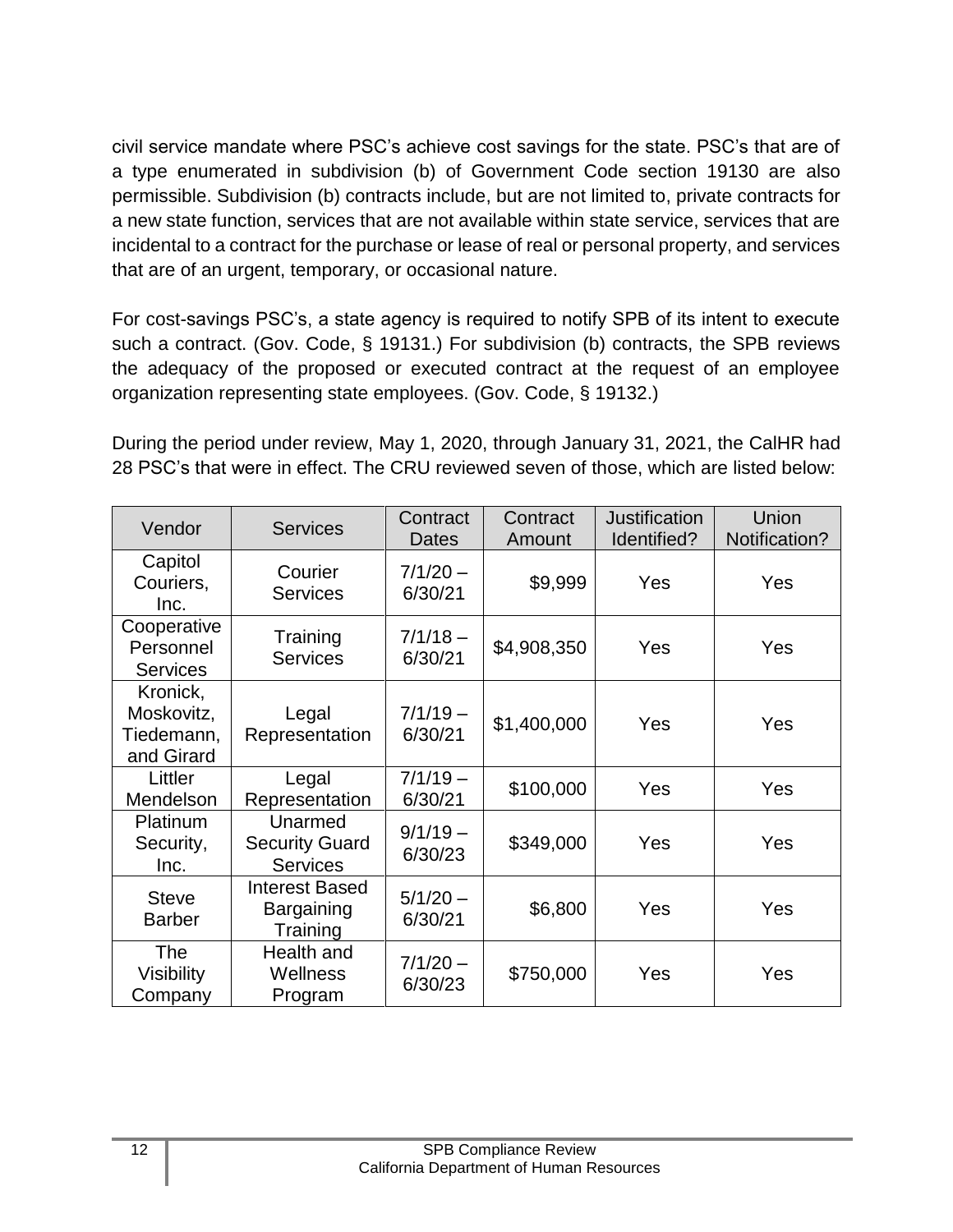civil service mandate where PSC's achieve cost savings for the state. PSC's that are of a type enumerated in subdivision (b) of Government Code section 19130 are also permissible. Subdivision (b) contracts include, but are not limited to, private contracts for a new state function, services that are not available within state service, services that are incidental to a contract for the purchase or lease of real or personal property, and services that are of an urgent, temporary, or occasional nature.

For cost-savings PSC's, a state agency is required to notify SPB of its intent to execute such a contract. (Gov. Code, § 19131.) For subdivision (b) contracts, the SPB reviews the adequacy of the proposed or executed contract at the request of an employee organization representing state employees. (Gov. Code, § 19132.)

During the period under review, May 1, 2020, through January 31, 2021, the CalHR had 28 PSC's that were in effect. The CRU reviewed seven of those, which are listed below:

| Vendor | Services | Contract Dates | Contract Amount | Justification Identified? | Union Notification? |
|---|---|---|---|---|---|
| Capitol Couriers, Inc. | Courier Services | 7/1/20 – 6/30/21 | $9,999 | Yes | Yes |
| Cooperative Personnel Services | Training Services | 7/1/18 – 6/30/21 | $4,908,350 | Yes | Yes |
| Kronick, Moskovitz, Tiedemann, and Girard | Legal Representation | 7/1/19 – 6/30/21 | $1,400,000 | Yes | Yes |
| Littler Mendelson | Legal Representation | 7/1/19 – 6/30/21 | $100,000 | Yes | Yes |
| Platinum Security, Inc. | Unarmed Security Guard Services | 9/1/19 – 6/30/23 | $349,000 | Yes | Yes |
| Steve Barber | Interest Based Bargaining Training | 5/1/20 – 6/30/21 | $6,800 | Yes | Yes |
| The Visibility Company | Health and Wellness Program | 7/1/20 – 6/30/23 | $750,000 | Yes | Yes |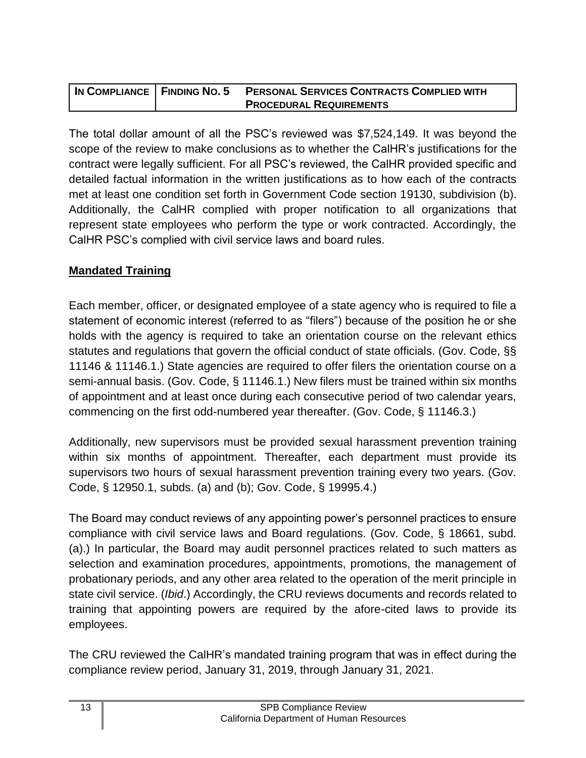| IN COMPLIANCE | FINDING NO. 5 | PERSONAL SERVICES CONTRACTS COMPLIED WITH PROCEDURAL REQUIREMENTS |
|---|---|---|

The total dollar amount of all the PSC's reviewed was $7,524,149. It was beyond the scope of the review to make conclusions as to whether the CalHR's justifications for the contract were legally sufficient. For all PSC's reviewed, the CalHR provided specific and detailed factual information in the written justifications as to how each of the contracts met at least one condition set forth in Government Code section 19130, subdivision (b). Additionally, the CalHR complied with proper notification to all organizations that represent state employees who perform the type or work contracted. Accordingly, the CalHR PSC's complied with civil service laws and board rules.

**Mandated Training**

Each member, officer, or designated employee of a state agency who is required to file a statement of economic interest (referred to as "filers") because of the position he or she holds with the agency is required to take an orientation course on the relevant ethics statutes and regulations that govern the official conduct of state officials. (Gov. Code, §§ 11146 & 11146.1.) State agencies are required to offer filers the orientation course on a semi-annual basis. (Gov. Code, § 11146.1.) New filers must be trained within six months of appointment and at least once during each consecutive period of two calendar years, commencing on the first odd-numbered year thereafter. (Gov. Code, § 11146.3.)

Additionally, new supervisors must be provided sexual harassment prevention training within six months of appointment. Thereafter, each department must provide its supervisors two hours of sexual harassment prevention training every two years. (Gov. Code, § 12950.1, subds. (a) and (b); Gov. Code, § 19995.4.)

The Board may conduct reviews of any appointing power's personnel practices to ensure compliance with civil service laws and Board regulations. (Gov. Code, § 18661, subd. (a).) In particular, the Board may audit personnel practices related to such matters as selection and examination procedures, appointments, promotions, the management of probationary periods, and any other area related to the operation of the merit principle in state civil service. (*Ibid*.) Accordingly, the CRU reviews documents and records related to training that appointing powers are required by the afore-cited laws to provide its employees.

The CRU reviewed the CalHR's mandated training program that was in effect during the compliance review period, January 31, 2019, through January 31, 2021.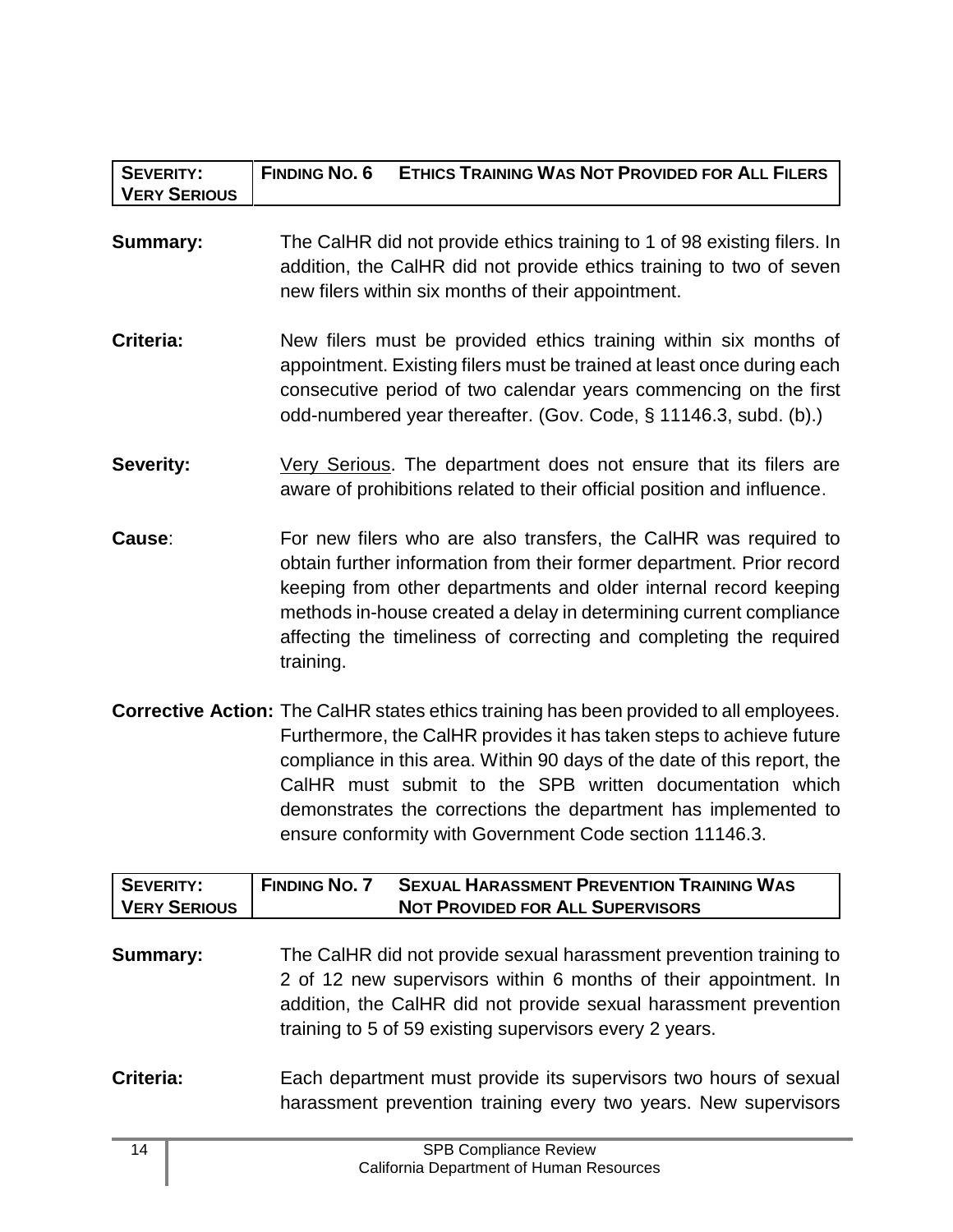| SEVERITY: VERY SERIOUS | FINDING NO. 6 | ETHICS TRAINING WAS NOT PROVIDED FOR ALL FILERS |
|---|---|---|

**Summary:** The CalHR did not provide ethics training to 1 of 98 existing filers. In addition, the CalHR did not provide ethics training to two of seven new filers within six months of their appointment.

**Criteria:** New filers must be provided ethics training within six months of appointment. Existing filers must be trained at least once during each consecutive period of two calendar years commencing on the first odd-numbered year thereafter. (Gov. Code, § 11146.3, subd. (b).)

**Severity:** Very Serious. The department does not ensure that its filers are aware of prohibitions related to their official position and influence.

**Cause**: For new filers who are also transfers, the CalHR was required to obtain further information from their former department. Prior record keeping from other departments and older internal record keeping methods in-house created a delay in determining current compliance affecting the timeliness of correcting and completing the required training.

**Corrective Action:** The CalHR states ethics training has been provided to all employees. Furthermore, the CalHR provides it has taken steps to achieve future compliance in this area. Within 90 days of the date of this report, the CalHR must submit to the SPB written documentation which demonstrates the corrections the department has implemented to ensure conformity with Government Code section 11146.3.

| SEVERITY: VERY SERIOUS | FINDING NO. 7 | SEXUAL HARASSMENT PREVENTION TRAINING WAS NOT PROVIDED FOR ALL SUPERVISORS |
|---|---|---|

**Summary:** The CalHR did not provide sexual harassment prevention training to 2 of 12 new supervisors within 6 months of their appointment. In addition, the CalHR did not provide sexual harassment prevention training to 5 of 59 existing supervisors every 2 years.

**Criteria:** Each department must provide its supervisors two hours of sexual harassment prevention training every two years. New supervisors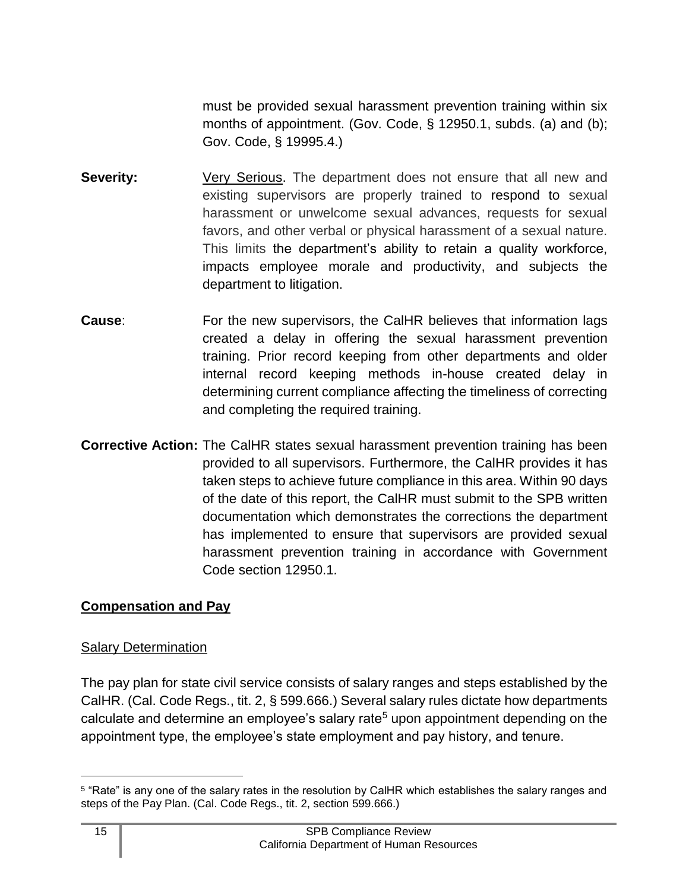must be provided sexual harassment prevention training within six months of appointment. (Gov. Code, § 12950.1, subds. (a) and (b); Gov. Code, § 19995.4.)

**Severity:** Very Serious. The department does not ensure that all new and existing supervisors are properly trained to respond to sexual harassment or unwelcome sexual advances, requests for sexual favors, and other verbal or physical harassment of a sexual nature. This limits the department's ability to retain a quality workforce, impacts employee morale and productivity, and subjects the department to litigation.

**Cause**: For the new supervisors, the CalHR believes that information lags created a delay in offering the sexual harassment prevention training. Prior record keeping from other departments and older internal record keeping methods in-house created delay in determining current compliance affecting the timeliness of correcting and completing the required training.

**Corrective Action:** The CalHR states sexual harassment prevention training has been provided to all supervisors. Furthermore, the CalHR provides it has taken steps to achieve future compliance in this area. Within 90 days of the date of this report, the CalHR must submit to the SPB written documentation which demonstrates the corrections the department has implemented to ensure that supervisors are provided sexual harassment prevention training in accordance with Government Code section 12950.1.

## Compensation and Pay

### Salary Determination

The pay plan for state civil service consists of salary ranges and steps established by the CalHR. (Cal. Code Regs., tit. 2, § 599.666.) Several salary rules dictate how departments calculate and determine an employee's salary rate[5] upon appointment depending on the appointment type, the employee's state employment and pay history, and tenure.

[5] "Rate" is any one of the salary rates in the resolution by CalHR which establishes the salary ranges and steps of the Pay Plan. (Cal. Code Regs., tit. 2, section 599.666.)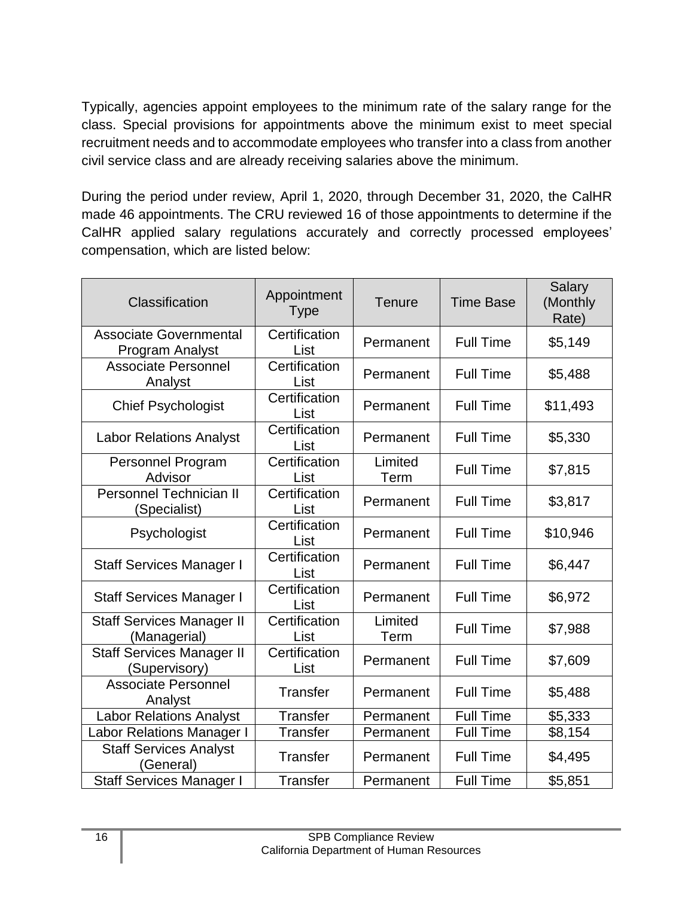Typically, agencies appoint employees to the minimum rate of the salary range for the class. Special provisions for appointments above the minimum exist to meet special recruitment needs and to accommodate employees who transfer into a class from another civil service class and are already receiving salaries above the minimum.

During the period under review, April 1, 2020, through December 31, 2020, the CalHR made 46 appointments. The CRU reviewed 16 of those appointments to determine if the CalHR applied salary regulations accurately and correctly processed employees' compensation, which are listed below:

| Classification | Appointment Type | Tenure | Time Base | Salary (Monthly Rate) |
|---|---|---|---|---|
| Associate Governmental Program Analyst | Certification List | Permanent | Full Time | $5,149 |
| Associate Personnel Analyst | Certification List | Permanent | Full Time | $5,488 |
| Chief Psychologist | Certification List | Permanent | Full Time | $11,493 |
| Labor Relations Analyst | Certification List | Permanent | Full Time | $5,330 |
| Personnel Program Advisor | Certification List | Limited Term | Full Time | $7,815 |
| Personnel Technician II (Specialist) | Certification List | Permanent | Full Time | $3,817 |
| Psychologist | Certification List | Permanent | Full Time | $10,946 |
| Staff Services Manager I | Certification List | Permanent | Full Time | $6,447 |
| Staff Services Manager I | Certification List | Permanent | Full Time | $6,972 |
| Staff Services Manager II (Managerial) | Certification List | Limited Term | Full Time | $7,988 |
| Staff Services Manager II (Supervisory) | Certification List | Permanent | Full Time | $7,609 |
| Associate Personnel Analyst | Transfer | Permanent | Full Time | $5,488 |
| Labor Relations Analyst | Transfer | Permanent | Full Time | $5,333 |
| Labor Relations Manager I | Transfer | Permanent | Full Time | $8,154 |
| Staff Services Analyst (General) | Transfer | Permanent | Full Time | $4,495 |
| Staff Services Manager I | Transfer | Permanent | Full Time | $5,851 |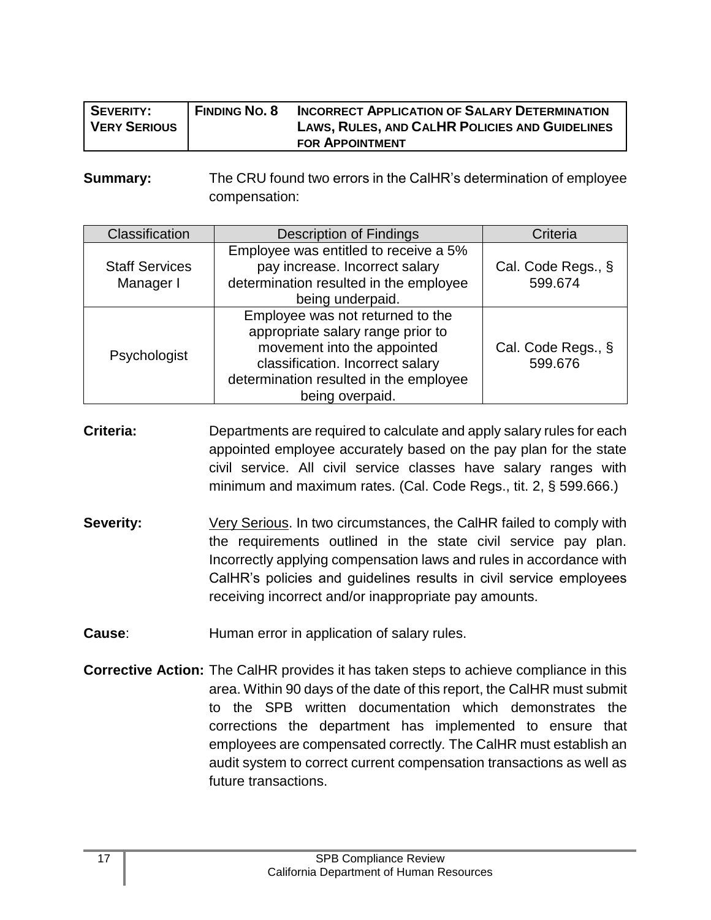| SEVERITY: VERY SERIOUS | FINDING NO. 8 | INCORRECT APPLICATION OF SALARY DETERMINATION LAWS, RULES, AND CALHR POLICIES AND GUIDELINES FOR APPOINTMENT |
|---|---|---|

**Summary:** The CRU found two errors in the CalHR's determination of employee compensation:

| Classification | Description of Findings | Criteria |
|---|---|---|
| Staff Services Manager I | Employee was entitled to receive a 5% pay increase. Incorrect salary determination resulted in the employee being underpaid. | Cal. Code Regs., § 599.674 |
| Psychologist | Employee was not returned to the appropriate salary range prior to movement into the appointed classification. Incorrect salary determination resulted in the employee being overpaid. | Cal. Code Regs., § 599.676 |

**Criteria:** Departments are required to calculate and apply salary rules for each appointed employee accurately based on the pay plan for the state civil service. All civil service classes have salary ranges with minimum and maximum rates. (Cal. Code Regs., tit. 2, § 599.666.)

**Severity:** Very Serious. In two circumstances, the CalHR failed to comply with the requirements outlined in the state civil service pay plan. Incorrectly applying compensation laws and rules in accordance with CalHR's policies and guidelines results in civil service employees receiving incorrect and/or inappropriate pay amounts.

**Cause**: Human error in application of salary rules.

**Corrective Action:** The CalHR provides it has taken steps to achieve compliance in this area. Within 90 days of the date of this report, the CalHR must submit to the SPB written documentation which demonstrates the corrections the department has implemented to ensure that employees are compensated correctly. The CalHR must establish an audit system to correct current compensation transactions as well as future transactions.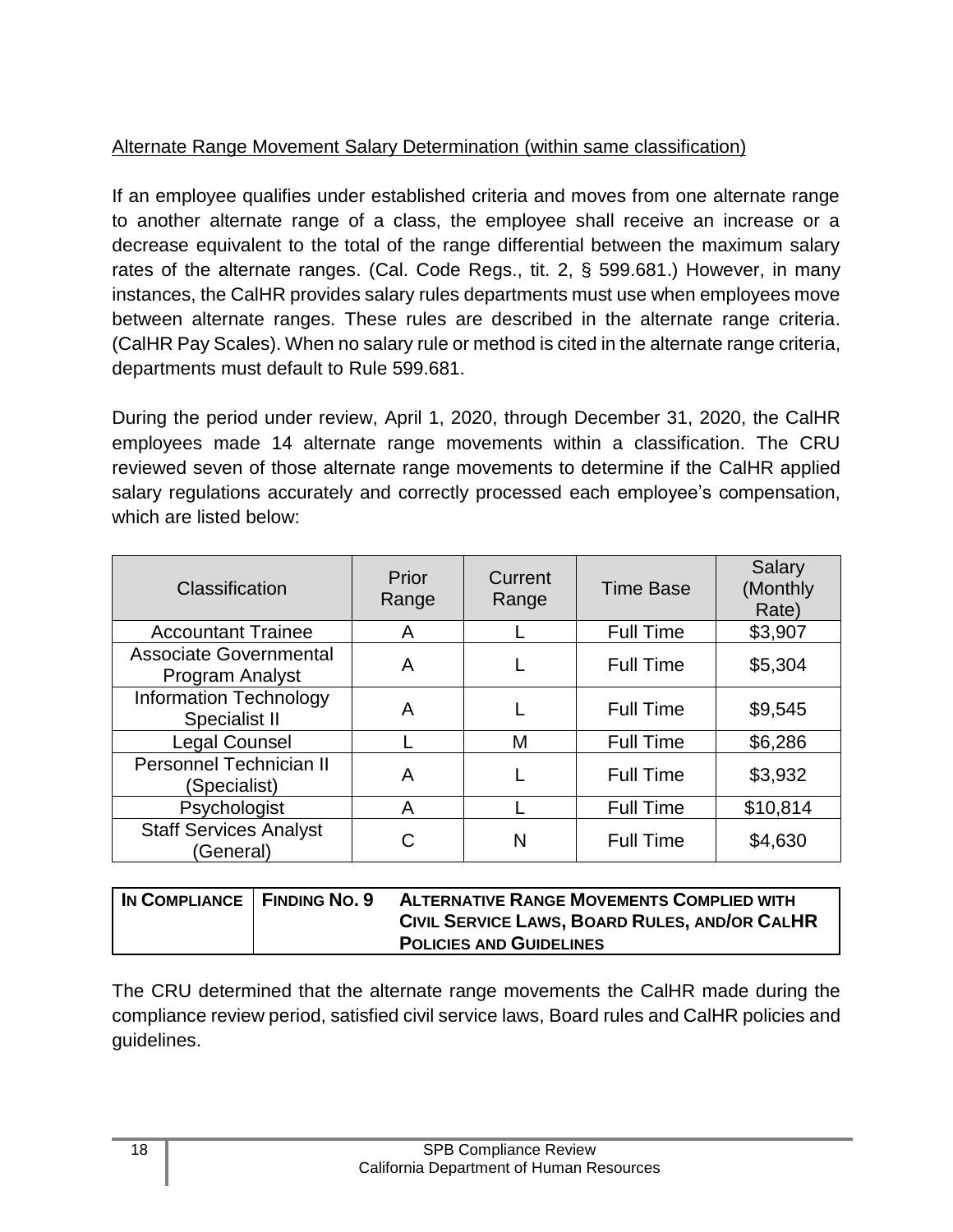Alternate Range Movement Salary Determination (within same classification)

If an employee qualifies under established criteria and moves from one alternate range to another alternate range of a class, the employee shall receive an increase or a decrease equivalent to the total of the range differential between the maximum salary rates of the alternate ranges. (Cal. Code Regs., tit. 2, § 599.681.) However, in many instances, the CalHR provides salary rules departments must use when employees move between alternate ranges. These rules are described in the alternate range criteria. (CalHR Pay Scales). When no salary rule or method is cited in the alternate range criteria, departments must default to Rule 599.681.

During the period under review, April 1, 2020, through December 31, 2020, the CalHR employees made 14 alternate range movements within a classification. The CRU reviewed seven of those alternate range movements to determine if the CalHR applied salary regulations accurately and correctly processed each employee's compensation, which are listed below:

| Classification | Prior Range | Current Range | Time Base | Salary (Monthly Rate) |
|---|---|---|---|---|
| Accountant Trainee | A | L | Full Time | $3,907 |
| Associate Governmental Program Analyst | A | L | Full Time | $5,304 |
| Information Technology Specialist II | A | L | Full Time | $9,545 |
| Legal Counsel | L | M | Full Time | $6,286 |
| Personnel Technician II (Specialist) | A | L | Full Time | $3,932 |
| Psychologist | A | L | Full Time | $10,814 |
| Staff Services Analyst (General) | C | N | Full Time | $4,630 |

| In Compliance | Finding No. 9 | Alternative Range Movements Complied with Civil Service Laws, Board Rules, and/or CalHR Policies and Guidelines |
|---|---|---|

The CRU determined that the alternate range movements the CalHR made during the compliance review period, satisfied civil service laws, Board rules and CalHR policies and guidelines.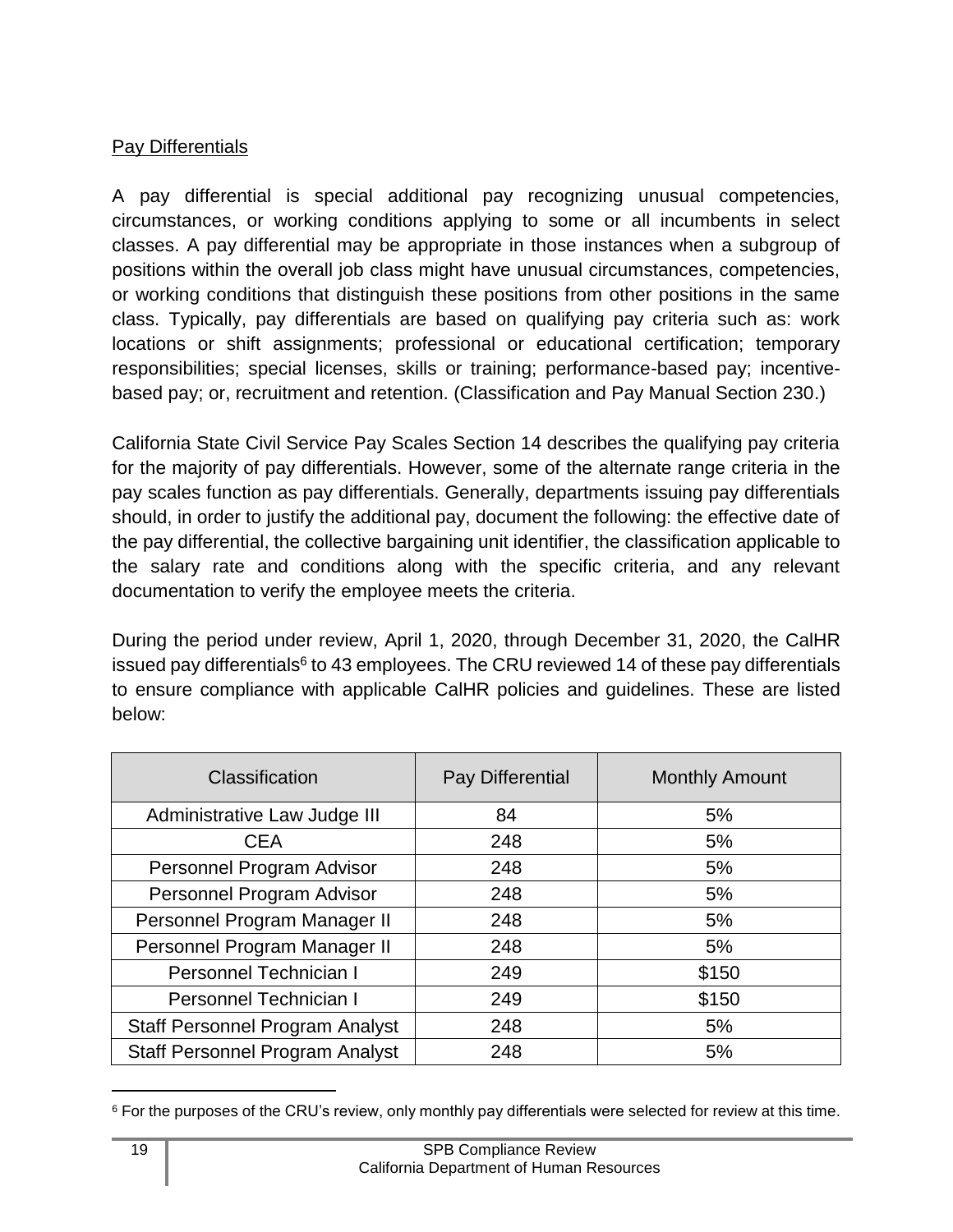Pay Differentials

A pay differential is special additional pay recognizing unusual competencies, circumstances, or working conditions applying to some or all incumbents in select classes. A pay differential may be appropriate in those instances when a subgroup of positions within the overall job class might have unusual circumstances, competencies, or working conditions that distinguish these positions from other positions in the same class. Typically, pay differentials are based on qualifying pay criteria such as: work locations or shift assignments; professional or educational certification; temporary responsibilities; special licenses, skills or training; performance-based pay; incentive-based pay; or, recruitment and retention. (Classification and Pay Manual Section 230.)

California State Civil Service Pay Scales Section 14 describes the qualifying pay criteria for the majority of pay differentials. However, some of the alternate range criteria in the pay scales function as pay differentials. Generally, departments issuing pay differentials should, in order to justify the additional pay, document the following: the effective date of the pay differential, the collective bargaining unit identifier, the classification applicable to the salary rate and conditions along with the specific criteria, and any relevant documentation to verify the employee meets the criteria.

During the period under review, April 1, 2020, through December 31, 2020, the CalHR issued pay differentials[6] to 43 employees. The CRU reviewed 14 of these pay differentials to ensure compliance with applicable CalHR policies and guidelines. These are listed below:

| Classification | Pay Differential | Monthly Amount |
|---|---|---|
| Administrative Law Judge III | 84 | 5% |
| CEA | 248 | 5% |
| Personnel Program Advisor | 248 | 5% |
| Personnel Program Advisor | 248 | 5% |
| Personnel Program Manager II | 248 | 5% |
| Personnel Program Manager II | 248 | 5% |
| Personnel Technician I | 249 | $150 |
| Personnel Technician I | 249 | $150 |
| Staff Personnel Program Analyst | 248 | 5% |
| Staff Personnel Program Analyst | 248 | 5% |

[6] For the purposes of the CRU's review, only monthly pay differentials were selected for review at this time.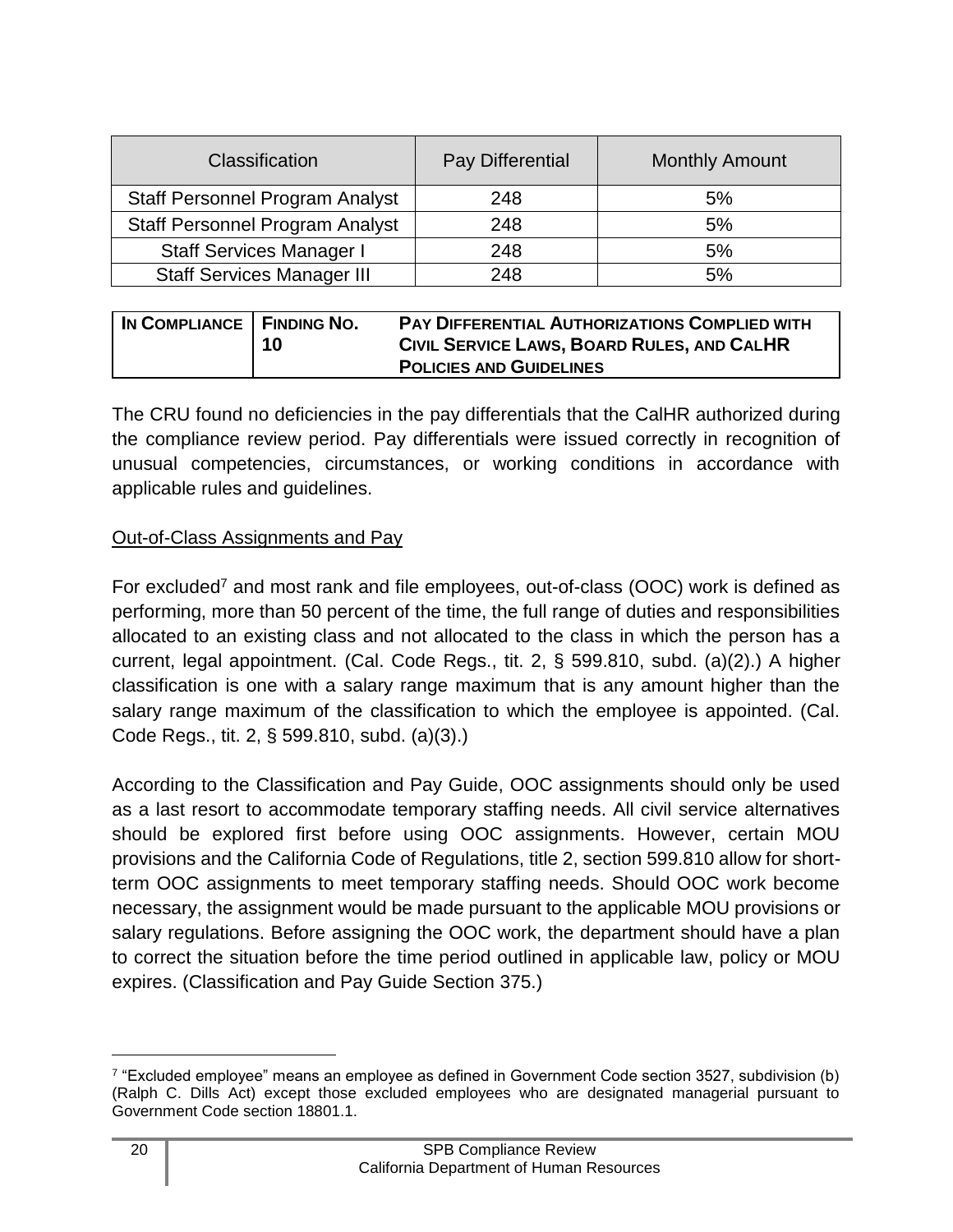| Classification | Pay Differential | Monthly Amount |
|---|---|---|
| Staff Personnel Program Analyst | 248 | 5% |
| Staff Personnel Program Analyst | 248 | 5% |
| Staff Services Manager I | 248 | 5% |
| Staff Services Manager III | 248 | 5% |

| IN COMPLIANCE | FINDING NO. 10 | PAY DIFFERENTIAL AUTHORIZATIONS COMPLIED WITH CIVIL SERVICE LAWS, BOARD RULES, AND CALHR POLICIES AND GUIDELINES |
|---|---|---|

The CRU found no deficiencies in the pay differentials that the CalHR authorized during the compliance review period. Pay differentials were issued correctly in recognition of unusual competencies, circumstances, or working conditions in accordance with applicable rules and guidelines.

Out-of-Class Assignments and Pay

For excluded[7] and most rank and file employees, out-of-class (OOC) work is defined as performing, more than 50 percent of the time, the full range of duties and responsibilities allocated to an existing class and not allocated to the class in which the person has a current, legal appointment. (Cal. Code Regs., tit. 2, § 599.810, subd. (a)(2).) A higher classification is one with a salary range maximum that is any amount higher than the salary range maximum of the classification to which the employee is appointed. (Cal. Code Regs., tit. 2, § 599.810, subd. (a)(3).)

According to the Classification and Pay Guide, OOC assignments should only be used as a last resort to accommodate temporary staffing needs. All civil service alternatives should be explored first before using OOC assignments. However, certain MOU provisions and the California Code of Regulations, title 2, section 599.810 allow for short-term OOC assignments to meet temporary staffing needs. Should OOC work become necessary, the assignment would be made pursuant to the applicable MOU provisions or salary regulations. Before assigning the OOC work, the department should have a plan to correct the situation before the time period outlined in applicable law, policy or MOU expires. (Classification and Pay Guide Section 375.)

[7] "Excluded employee" means an employee as defined in Government Code section 3527, subdivision (b) (Ralph C. Dills Act) except those excluded employees who are designated managerial pursuant to Government Code section 18801.1.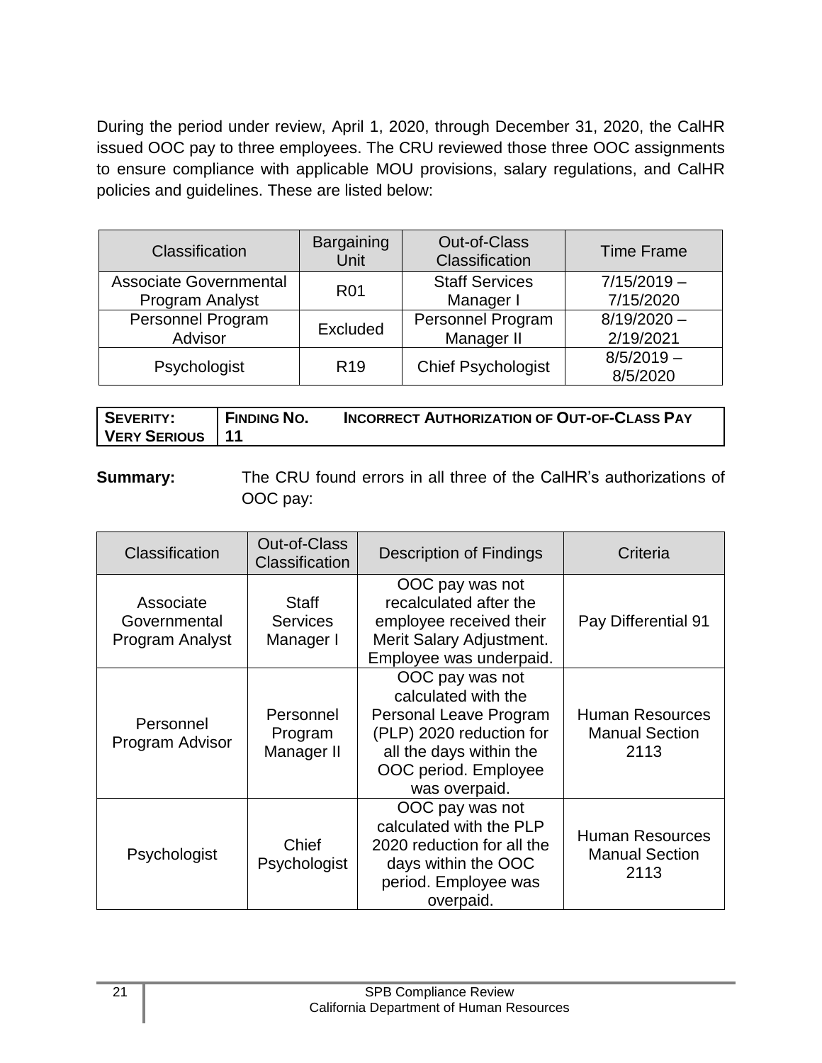During the period under review, April 1, 2020, through December 31, 2020, the CalHR issued OOC pay to three employees. The CRU reviewed those three OOC assignments to ensure compliance with applicable MOU provisions, salary regulations, and CalHR policies and guidelines. These are listed below:

| Classification | Bargaining Unit | Out-of-Class Classification | Time Frame |
|---|---|---|---|
| Associate Governmental Program Analyst | R01 | Staff Services Manager I | 7/15/2019 – 7/15/2020 |
| Personnel Program Advisor | Excluded | Personnel Program Manager II | 8/19/2020 – 2/19/2021 |
| Psychologist | R19 | Chief Psychologist | 8/5/2019 – 8/5/2020 |

| **SEVERITY: VERY SERIOUS** | **FINDING NO. 11** | **INCORRECT AUTHORIZATION OF OUT-OF-CLASS PAY** |
|---|---|---|

**Summary:** The CRU found errors in all three of the CalHR's authorizations of OOC pay:

| Classification | Out-of-Class Classification | Description of Findings | Criteria |
|---|---|---|---|
| Associate Governmental Program Analyst | Staff Services Manager I | OOC pay was not recalculated after the employee received their Merit Salary Adjustment. Employee was underpaid. | Pay Differential 91 |
| Personnel Program Advisor | Personnel Program Manager II | OOC pay was not calculated with the Personal Leave Program (PLP) 2020 reduction for all the days within the OOC period. Employee was overpaid. | Human Resources Manual Section 2113 |
| Psychologist | Chief Psychologist | OOC pay was not calculated with the PLP 2020 reduction for all the days within the OOC period. Employee was overpaid. | Human Resources Manual Section 2113 |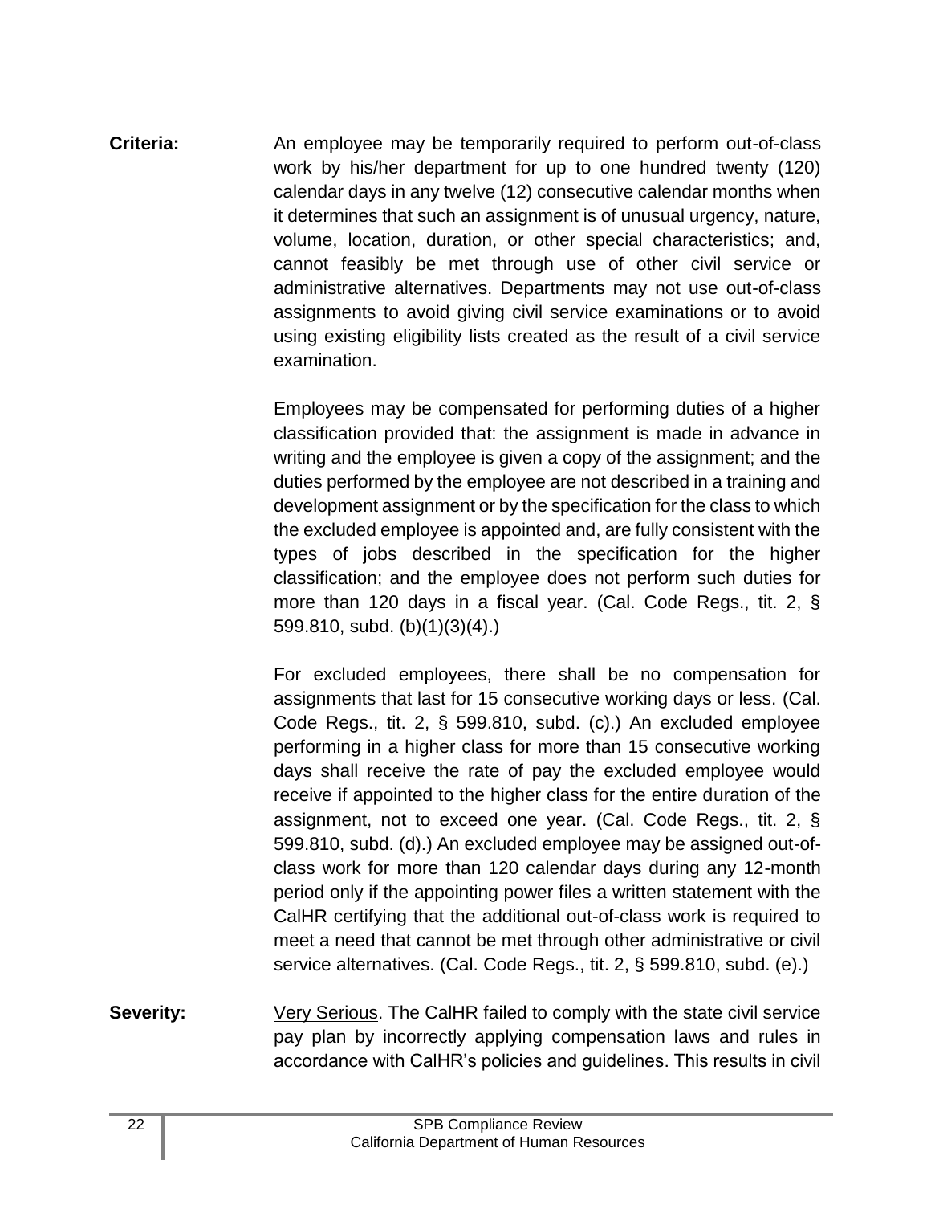**Criteria:** An employee may be temporarily required to perform out-of-class work by his/her department for up to one hundred twenty (120) calendar days in any twelve (12) consecutive calendar months when it determines that such an assignment is of unusual urgency, nature, volume, location, duration, or other special characteristics; and, cannot feasibly be met through use of other civil service or administrative alternatives. Departments may not use out-of-class assignments to avoid giving civil service examinations or to avoid using existing eligibility lists created as the result of a civil service examination.

Employees may be compensated for performing duties of a higher classification provided that: the assignment is made in advance in writing and the employee is given a copy of the assignment; and the duties performed by the employee are not described in a training and development assignment or by the specification for the class to which the excluded employee is appointed and, are fully consistent with the types of jobs described in the specification for the higher classification; and the employee does not perform such duties for more than 120 days in a fiscal year. (Cal. Code Regs., tit. 2, § 599.810, subd. (b)(1)(3)(4).)

For excluded employees, there shall be no compensation for assignments that last for 15 consecutive working days or less. (Cal. Code Regs., tit. 2, § 599.810, subd. (c).) An excluded employee performing in a higher class for more than 15 consecutive working days shall receive the rate of pay the excluded employee would receive if appointed to the higher class for the entire duration of the assignment, not to exceed one year. (Cal. Code Regs., tit. 2, § 599.810, subd. (d).) An excluded employee may be assigned out-of-class work for more than 120 calendar days during any 12-month period only if the appointing power files a written statement with the CalHR certifying that the additional out-of-class work is required to meet a need that cannot be met through other administrative or civil service alternatives. (Cal. Code Regs., tit. 2, § 599.810, subd. (e).)

**Severity:** Very Serious. The CalHR failed to comply with the state civil service pay plan by incorrectly applying compensation laws and rules in accordance with CalHR's policies and guidelines. This results in civil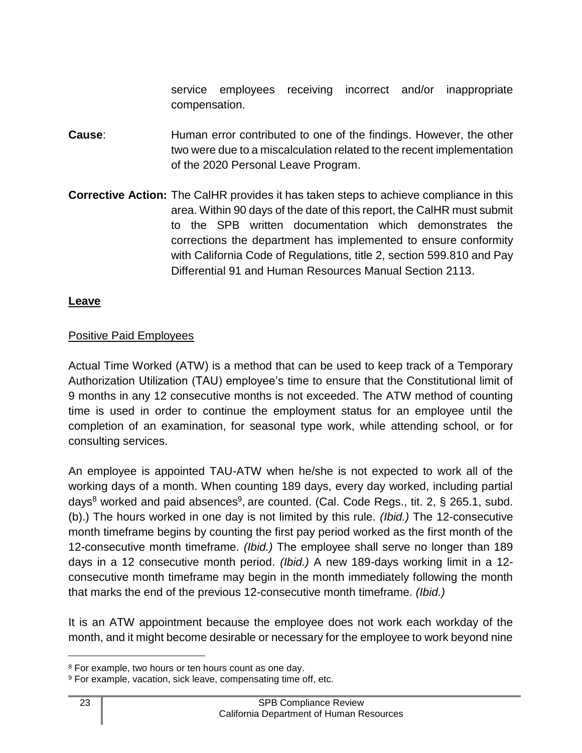service employees receiving incorrect and/or inappropriate compensation.

**Cause**: Human error contributed to one of the findings. However, the other two were due to a miscalculation related to the recent implementation of the 2020 Personal Leave Program.

**Corrective Action:** The CalHR provides it has taken steps to achieve compliance in this area. Within 90 days of the date of this report, the CalHR must submit to the SPB written documentation which demonstrates the corrections the department has implemented to ensure conformity with California Code of Regulations, title 2, section 599.810 and Pay Differential 91 and Human Resources Manual Section 2113.

## Leave

### Positive Paid Employees

Actual Time Worked (ATW) is a method that can be used to keep track of a Temporary Authorization Utilization (TAU) employee's time to ensure that the Constitutional limit of 9 months in any 12 consecutive months is not exceeded. The ATW method of counting time is used in order to continue the employment status for an employee until the completion of an examination, for seasonal type work, while attending school, or for consulting services.

An employee is appointed TAU-ATW when he/she is not expected to work all of the working days of a month. When counting 189 days, every day worked, including partial days[8] worked and paid absences[9], are counted. (Cal. Code Regs., tit. 2, § 265.1, subd. (b).) The hours worked in one day is not limited by this rule. *(Ibid.)* The 12-consecutive month timeframe begins by counting the first pay period worked as the first month of the 12-consecutive month timeframe. *(Ibid.)* The employee shall serve no longer than 189 days in a 12 consecutive month period. *(Ibid.)* A new 189-days working limit in a 12-consecutive month timeframe may begin in the month immediately following the month that marks the end of the previous 12-consecutive month timeframe. *(Ibid.)*

It is an ATW appointment because the employee does not work each workday of the month, and it might become desirable or necessary for the employee to work beyond nine

[8] For example, two hours or ten hours count as one day.

[9] For example, vacation, sick leave, compensating time off, etc.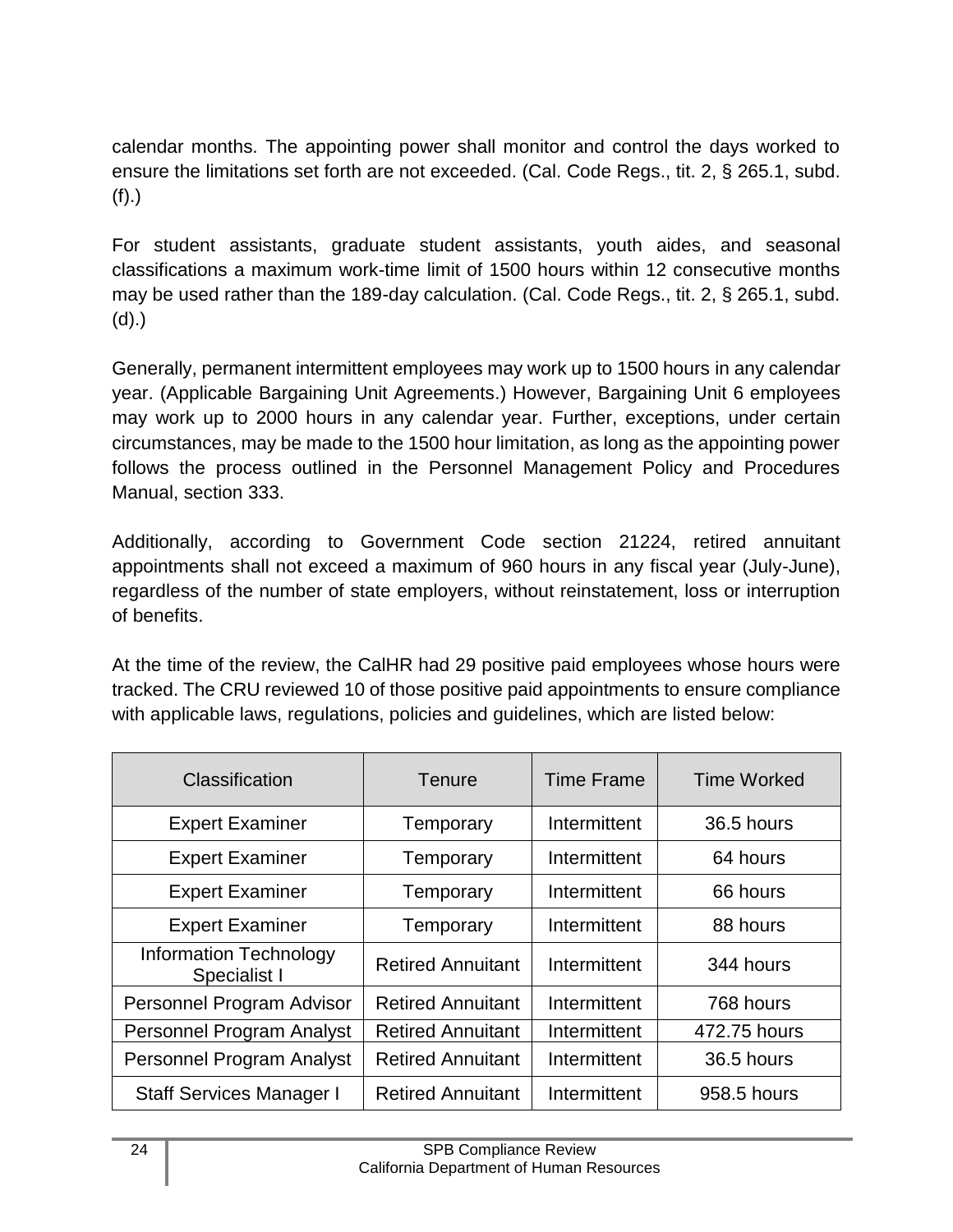calendar months. The appointing power shall monitor and control the days worked to ensure the limitations set forth are not exceeded. (Cal. Code Regs., tit. 2, § 265.1, subd. (f).)

For student assistants, graduate student assistants, youth aides, and seasonal classifications a maximum work-time limit of 1500 hours within 12 consecutive months may be used rather than the 189-day calculation. (Cal. Code Regs., tit. 2, § 265.1, subd. (d).)

Generally, permanent intermittent employees may work up to 1500 hours in any calendar year. (Applicable Bargaining Unit Agreements.) However, Bargaining Unit 6 employees may work up to 2000 hours in any calendar year. Further, exceptions, under certain circumstances, may be made to the 1500 hour limitation, as long as the appointing power follows the process outlined in the Personnel Management Policy and Procedures Manual, section 333.

Additionally, according to Government Code section 21224, retired annuitant appointments shall not exceed a maximum of 960 hours in any fiscal year (July-June), regardless of the number of state employers, without reinstatement, loss or interruption of benefits.

At the time of the review, the CalHR had 29 positive paid employees whose hours were tracked. The CRU reviewed 10 of those positive paid appointments to ensure compliance with applicable laws, regulations, policies and guidelines, which are listed below:

| Classification | Tenure | Time Frame | Time Worked |
|---|---|---|---|
| Expert Examiner | Temporary | Intermittent | 36.5 hours |
| Expert Examiner | Temporary | Intermittent | 64 hours |
| Expert Examiner | Temporary | Intermittent | 66 hours |
| Expert Examiner | Temporary | Intermittent | 88 hours |
| Information Technology Specialist I | Retired Annuitant | Intermittent | 344 hours |
| Personnel Program Advisor | Retired Annuitant | Intermittent | 768 hours |
| Personnel Program Analyst | Retired Annuitant | Intermittent | 472.75 hours |
| Personnel Program Analyst | Retired Annuitant | Intermittent | 36.5 hours |
| Staff Services Manager I | Retired Annuitant | Intermittent | 958.5 hours |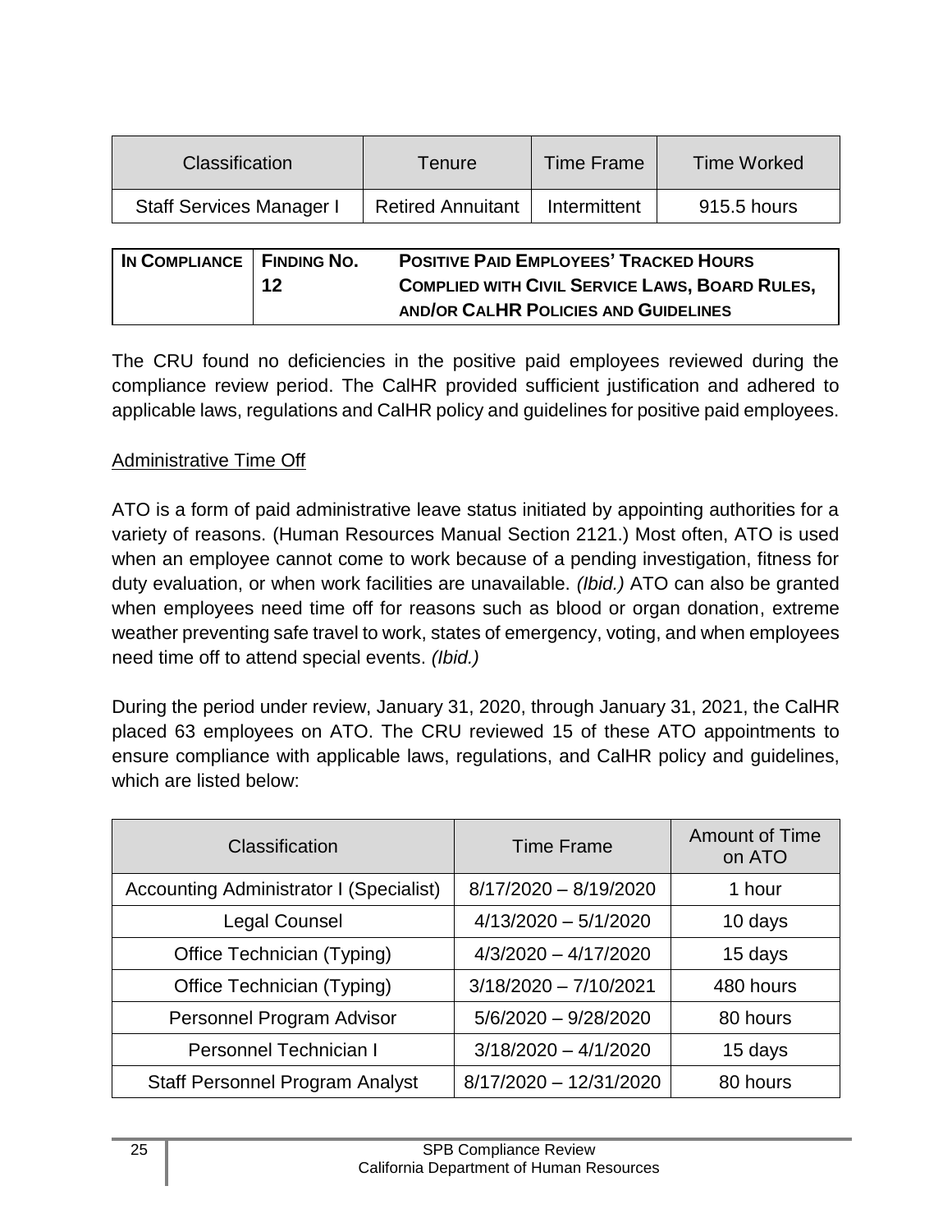| Classification | Tenure | Time Frame | Time Worked |
|---|---|---|---|
| Staff Services Manager I | Retired Annuitant | Intermittent | 915.5 hours |

| IN COMPLIANCE | FINDING NO. 12 | POSITIVE PAID EMPLOYEES' TRACKED HOURS COMPLIED WITH CIVIL SERVICE LAWS, BOARD RULES, AND/OR CALHR POLICIES AND GUIDELINES |
|---|---|---|

The CRU found no deficiencies in the positive paid employees reviewed during the compliance review period. The CalHR provided sufficient justification and adhered to applicable laws, regulations and CalHR policy and guidelines for positive paid employees.

Administrative Time Off

ATO is a form of paid administrative leave status initiated by appointing authorities for a variety of reasons. (Human Resources Manual Section 2121.) Most often, ATO is used when an employee cannot come to work because of a pending investigation, fitness for duty evaluation, or when work facilities are unavailable. *(Ibid.)* ATO can also be granted when employees need time off for reasons such as blood or organ donation, extreme weather preventing safe travel to work, states of emergency, voting, and when employees need time off to attend special events. *(Ibid.)*

During the period under review, January 31, 2020, through January 31, 2021, the CalHR placed 63 employees on ATO. The CRU reviewed 15 of these ATO appointments to ensure compliance with applicable laws, regulations, and CalHR policy and guidelines, which are listed below:

| Classification | Time Frame | Amount of Time on ATO |
|---|---|---|
| Accounting Administrator I (Specialist) | 8/17/2020 – 8/19/2020 | 1 hour |
| Legal Counsel | 4/13/2020 – 5/1/2020 | 10 days |
| Office Technician (Typing) | 4/3/2020 – 4/17/2020 | 15 days |
| Office Technician (Typing) | 3/18/2020 – 7/10/2021 | 480 hours |
| Personnel Program Advisor | 5/6/2020 – 9/28/2020 | 80 hours |
| Personnel Technician I | 3/18/2020 – 4/1/2020 | 15 days |
| Staff Personnel Program Analyst | 8/17/2020 – 12/31/2020 | 80 hours |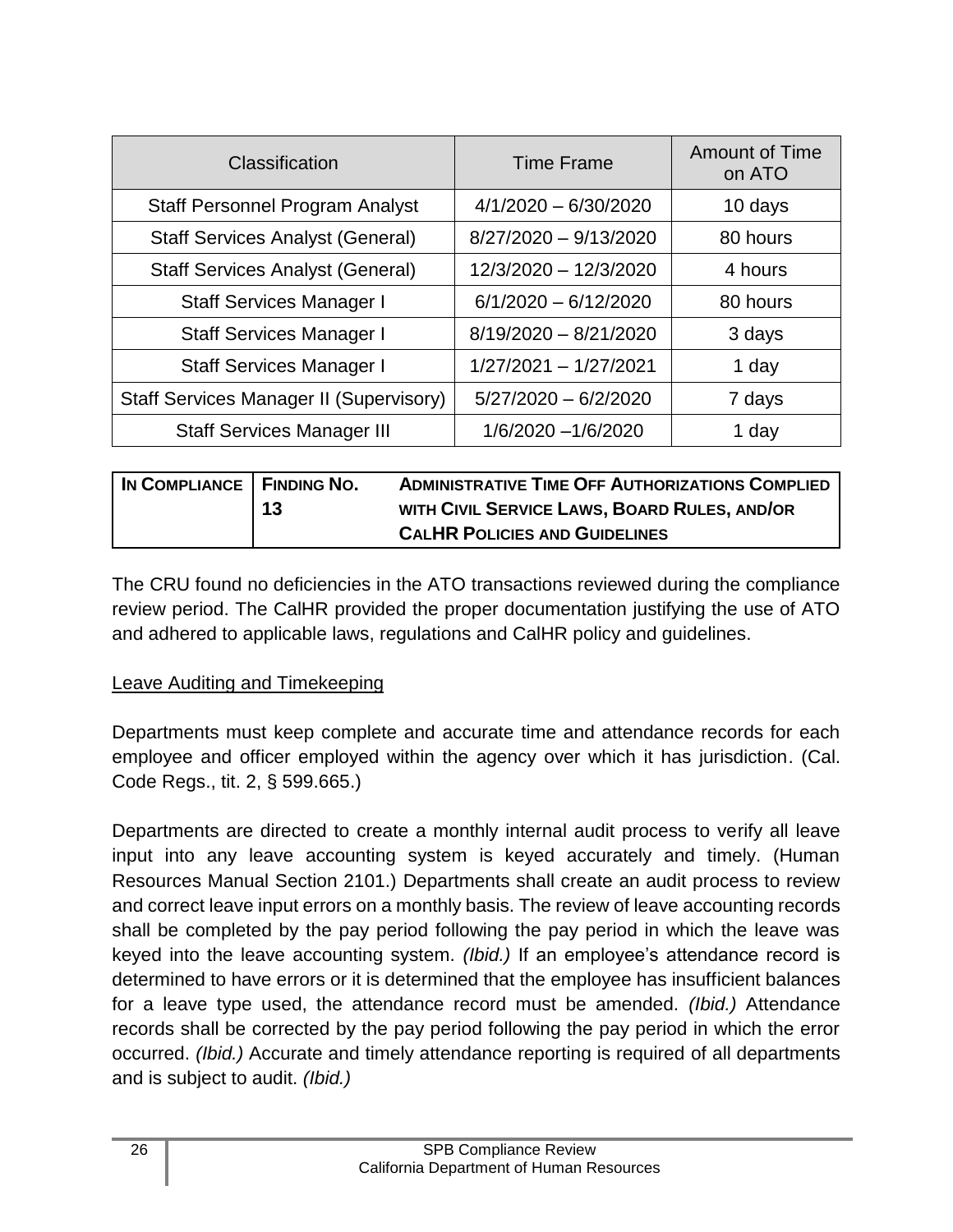| Classification | Time Frame | Amount of Time on ATO |
|---|---|---|
| Staff Personnel Program Analyst | 4/1/2020 – 6/30/2020 | 10 days |
| Staff Services Analyst (General) | 8/27/2020 – 9/13/2020 | 80 hours |
| Staff Services Analyst (General) | 12/3/2020 – 12/3/2020 | 4 hours |
| Staff Services Manager I | 6/1/2020 – 6/12/2020 | 80 hours |
| Staff Services Manager I | 8/19/2020 – 8/21/2020 | 3 days |
| Staff Services Manager I | 1/27/2021 – 1/27/2021 | 1 day |
| Staff Services Manager II (Supervisory) | 5/27/2020 – 6/2/2020 | 7 days |
| Staff Services Manager III | 1/6/2020 –1/6/2020 | 1 day |

| **IN COMPLIANCE** | **FINDING NO. 13** | **ADMINISTRATIVE TIME OFF AUTHORIZATIONS COMPLIED WITH CIVIL SERVICE LAWS, BOARD RULES, AND/OR CALHR POLICIES AND GUIDELINES** |
|---|---|---|

The CRU found no deficiencies in the ATO transactions reviewed during the compliance review period. The CalHR provided the proper documentation justifying the use of ATO and adhered to applicable laws, regulations and CalHR policy and guidelines.

Leave Auditing and Timekeeping

Departments must keep complete and accurate time and attendance records for each employee and officer employed within the agency over which it has jurisdiction. (Cal. Code Regs., tit. 2, § 599.665.)

Departments are directed to create a monthly internal audit process to verify all leave input into any leave accounting system is keyed accurately and timely. (Human Resources Manual Section 2101.) Departments shall create an audit process to review and correct leave input errors on a monthly basis. The review of leave accounting records shall be completed by the pay period following the pay period in which the leave was keyed into the leave accounting system. *(Ibid.)* If an employee's attendance record is determined to have errors or it is determined that the employee has insufficient balances for a leave type used, the attendance record must be amended. *(Ibid.)* Attendance records shall be corrected by the pay period following the pay period in which the error occurred. *(Ibid.)* Accurate and timely attendance reporting is required of all departments and is subject to audit. *(Ibid.)*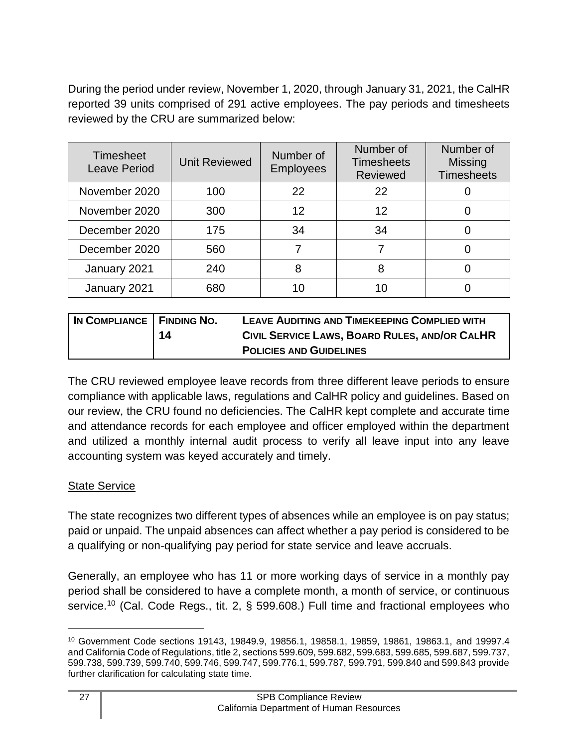During the period under review, November 1, 2020, through January 31, 2021, the CalHR reported 39 units comprised of 291 active employees. The pay periods and timesheets reviewed by the CRU are summarized below:

| Timesheet Leave Period | Unit Reviewed | Number of Employees | Number of Timesheets Reviewed | Number of Missing Timesheets |
|---|---|---|---|---|
| November 2020 | 100 | 22 | 22 | 0 |
| November 2020 | 300 | 12 | 12 | 0 |
| December 2020 | 175 | 34 | 34 | 0 |
| December 2020 | 560 | 7 | 7 | 0 |
| January 2021 | 240 | 8 | 8 | 0 |
| January 2021 | 680 | 10 | 10 | 0 |

| **In Compliance** | **Finding No. 14** | **Leave Auditing and Timekeeping Complied with Civil Service Laws, Board Rules, and/or CalHR Policies and Guidelines** |
|---|---|---|

The CRU reviewed employee leave records from three different leave periods to ensure compliance with applicable laws, regulations and CalHR policy and guidelines. Based on our review, the CRU found no deficiencies. The CalHR kept complete and accurate time and attendance records for each employee and officer employed within the department and utilized a monthly internal audit process to verify all leave input into any leave accounting system was keyed accurately and timely.

<u>State Service</u>

The state recognizes two different types of absences while an employee is on pay status; paid or unpaid. The unpaid absences can affect whether a pay period is considered to be a qualifying or non-qualifying pay period for state service and leave accruals.

Generally, an employee who has 11 or more working days of service in a monthly pay period shall be considered to have a complete month, a month of service, or continuous service.[10] (Cal. Code Regs., tit. 2, § 599.608.) Full time and fractional employees who

---

[10] Government Code sections 19143, 19849.9, 19856.1, 19858.1, 19859, 19861, 19863.1, and 19997.4 and California Code of Regulations, title 2, sections 599.609, 599.682, 599.683, 599.685, 599.687, 599.737, 599.738, 599.739, 599.740, 599.746, 599.747, 599.776.1, 599.787, 599.791, 599.840 and 599.843 provide further clarification for calculating state time.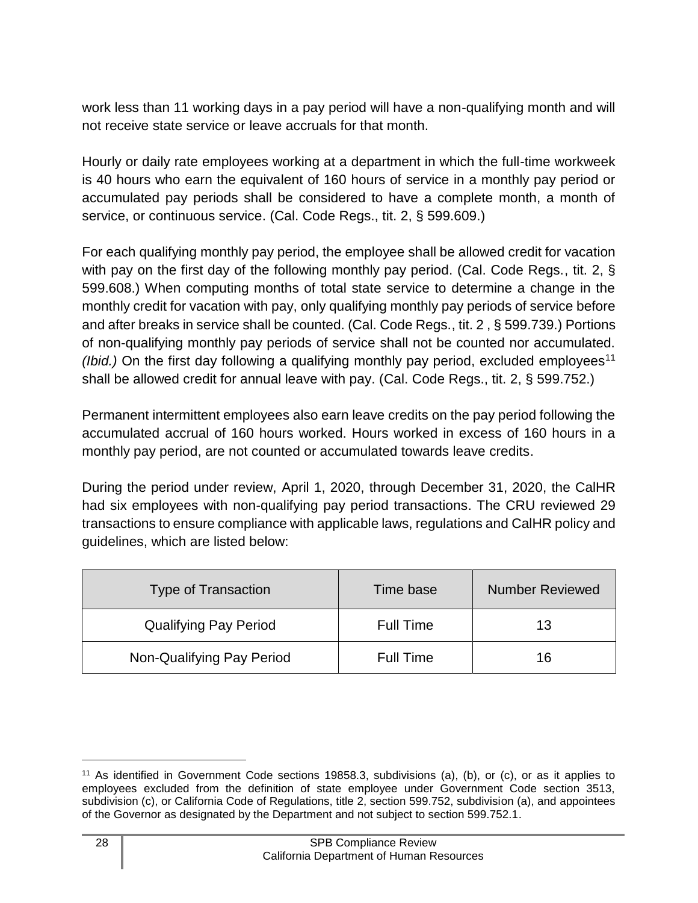work less than 11 working days in a pay period will have a non-qualifying month and will not receive state service or leave accruals for that month.

Hourly or daily rate employees working at a department in which the full-time workweek is 40 hours who earn the equivalent of 160 hours of service in a monthly pay period or accumulated pay periods shall be considered to have a complete month, a month of service, or continuous service. (Cal. Code Regs., tit. 2, § 599.609.)

For each qualifying monthly pay period, the employee shall be allowed credit for vacation with pay on the first day of the following monthly pay period. (Cal. Code Regs., tit. 2, § 599.608.) When computing months of total state service to determine a change in the monthly credit for vacation with pay, only qualifying monthly pay periods of service before and after breaks in service shall be counted. (Cal. Code Regs., tit. 2 , § 599.739.) Portions of non-qualifying monthly pay periods of service shall not be counted nor accumulated. *(Ibid.)* On the first day following a qualifying monthly pay period, excluded employees[11] shall be allowed credit for annual leave with pay. (Cal. Code Regs., tit. 2, § 599.752.)

Permanent intermittent employees also earn leave credits on the pay period following the accumulated accrual of 160 hours worked. Hours worked in excess of 160 hours in a monthly pay period, are not counted or accumulated towards leave credits.

During the period under review, April 1, 2020, through December 31, 2020, the CalHR had six employees with non-qualifying pay period transactions. The CRU reviewed 29 transactions to ensure compliance with applicable laws, regulations and CalHR policy and guidelines, which are listed below:

| Type of Transaction | Time base | Number Reviewed |
| --- | --- | --- |
| Qualifying Pay Period | Full Time | 13 |
| Non-Qualifying Pay Period | Full Time | 16 |

[11] As identified in Government Code sections 19858.3, subdivisions (a), (b), or (c), or as it applies to employees excluded from the definition of state employee under Government Code section 3513, subdivision (c), or California Code of Regulations, title 2, section 599.752, subdivision (a), and appointees of the Governor as designated by the Department and not subject to section 599.752.1.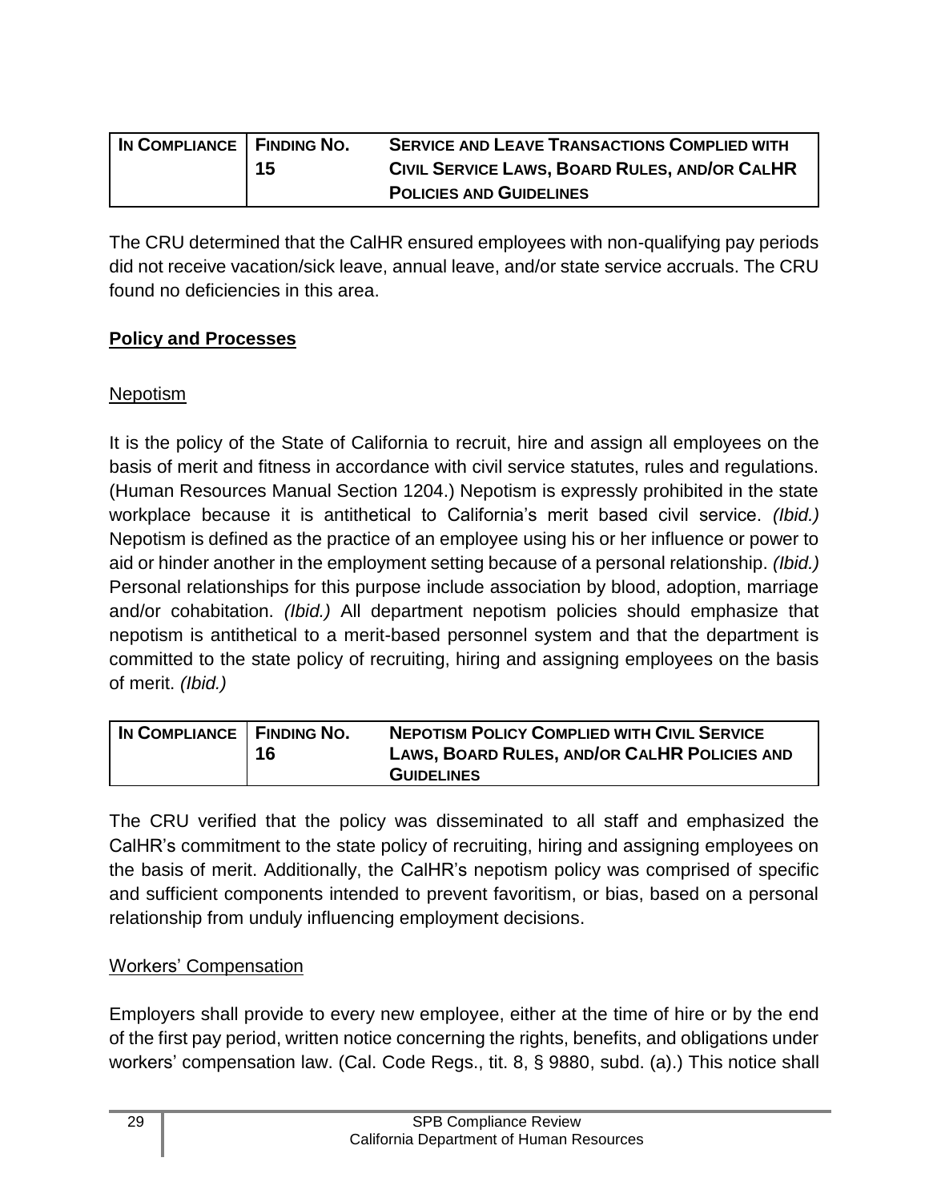| IN COMPLIANCE | FINDING NO. 15 | SERVICE AND LEAVE TRANSACTIONS COMPLIED WITH CIVIL SERVICE LAWS, BOARD RULES, AND/OR CALHR POLICIES AND GUIDELINES |
|---|---|---|

The CRU determined that the CalHR ensured employees with non-qualifying pay periods did not receive vacation/sick leave, annual leave, and/or state service accruals. The CRU found no deficiencies in this area.

**Policy and Processes**

Nepotism

It is the policy of the State of California to recruit, hire and assign all employees on the basis of merit and fitness in accordance with civil service statutes, rules and regulations. (Human Resources Manual Section 1204.) Nepotism is expressly prohibited in the state workplace because it is antithetical to California's merit based civil service. *(Ibid.)* Nepotism is defined as the practice of an employee using his or her influence or power to aid or hinder another in the employment setting because of a personal relationship. *(Ibid.)* Personal relationships for this purpose include association by blood, adoption, marriage and/or cohabitation. *(Ibid.)* All department nepotism policies should emphasize that nepotism is antithetical to a merit-based personnel system and that the department is committed to the state policy of recruiting, hiring and assigning employees on the basis of merit. *(Ibid.)*

| IN COMPLIANCE | FINDING NO. 16 | NEPOTISM POLICY COMPLIED WITH CIVIL SERVICE LAWS, BOARD RULES, AND/OR CALHR POLICIES AND GUIDELINES |
|---|---|---|

The CRU verified that the policy was disseminated to all staff and emphasized the CalHR's commitment to the state policy of recruiting, hiring and assigning employees on the basis of merit. Additionally, the CalHR's nepotism policy was comprised of specific and sufficient components intended to prevent favoritism, or bias, based on a personal relationship from unduly influencing employment decisions.

Workers' Compensation

Employers shall provide to every new employee, either at the time of hire or by the end of the first pay period, written notice concerning the rights, benefits, and obligations under workers' compensation law. (Cal. Code Regs., tit. 8, § 9880, subd. (a).) This notice shall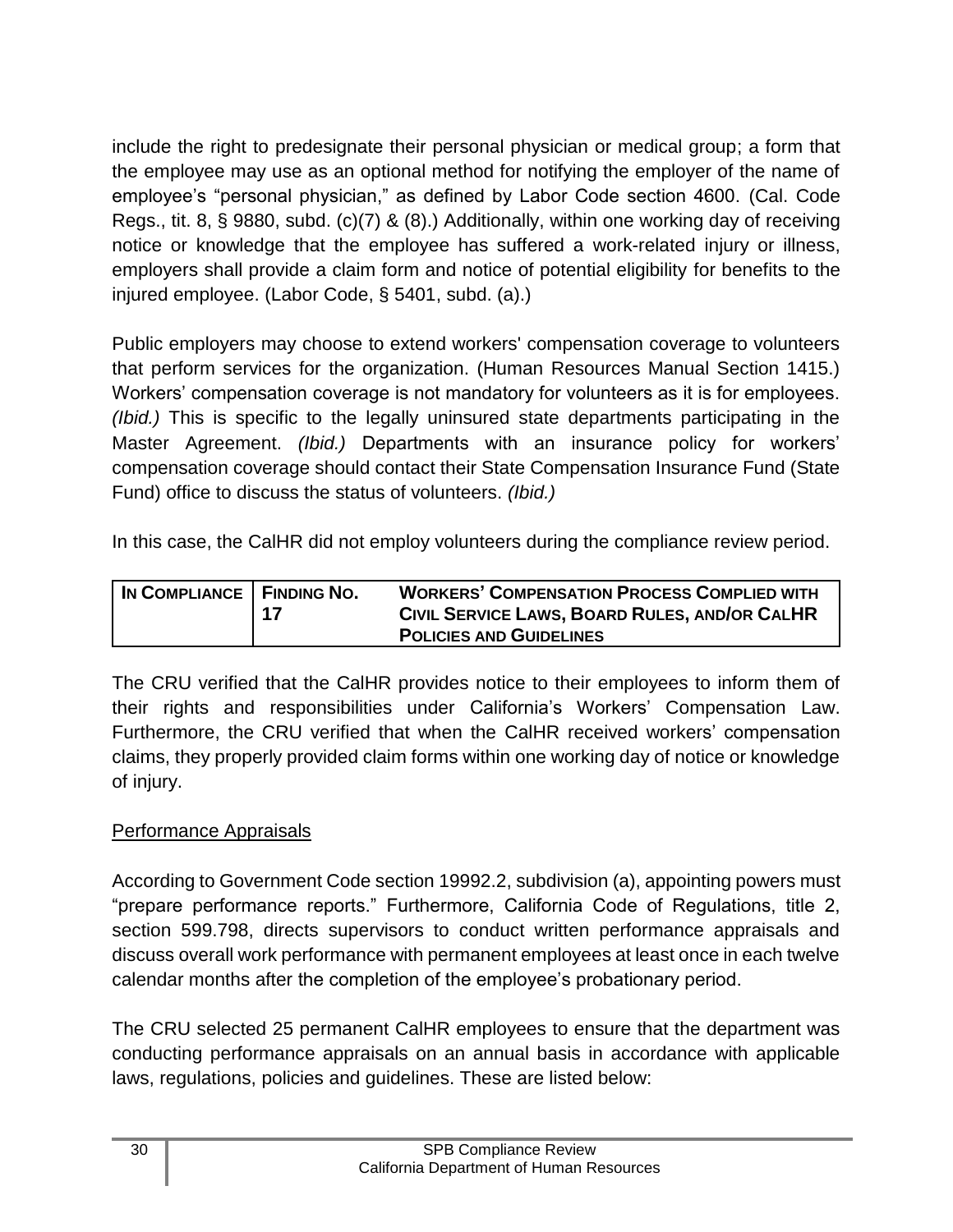include the right to predesignate their personal physician or medical group; a form that the employee may use as an optional method for notifying the employer of the name of employee's "personal physician," as defined by Labor Code section 4600. (Cal. Code Regs., tit. 8, § 9880, subd. (c)(7) & (8).) Additionally, within one working day of receiving notice or knowledge that the employee has suffered a work-related injury or illness, employers shall provide a claim form and notice of potential eligibility for benefits to the injured employee. (Labor Code, § 5401, subd. (a).)

Public employers may choose to extend workers' compensation coverage to volunteers that perform services for the organization. (Human Resources Manual Section 1415.) Workers' compensation coverage is not mandatory for volunteers as it is for employees. *(Ibid.)* This is specific to the legally uninsured state departments participating in the Master Agreement. *(Ibid.)* Departments with an insurance policy for workers' compensation coverage should contact their State Compensation Insurance Fund (State Fund) office to discuss the status of volunteers. *(Ibid.)*

In this case, the CalHR did not employ volunteers during the compliance review period.

| **In Compliance** | **Finding No. 17** | **Workers' Compensation Process Complied with Civil Service Laws, Board Rules, and/or CalHR Policies and Guidelines** |
|---|---|---|

The CRU verified that the CalHR provides notice to their employees to inform them of their rights and responsibilities under California's Workers' Compensation Law. Furthermore, the CRU verified that when the CalHR received workers' compensation claims, they properly provided claim forms within one working day of notice or knowledge of injury.

## Performance Appraisals

According to Government Code section 19992.2, subdivision (a), appointing powers must "prepare performance reports." Furthermore, California Code of Regulations, title 2, section 599.798, directs supervisors to conduct written performance appraisals and discuss overall work performance with permanent employees at least once in each twelve calendar months after the completion of the employee's probationary period.

The CRU selected 25 permanent CalHR employees to ensure that the department was conducting performance appraisals on an annual basis in accordance with applicable laws, regulations, policies and guidelines. These are listed below: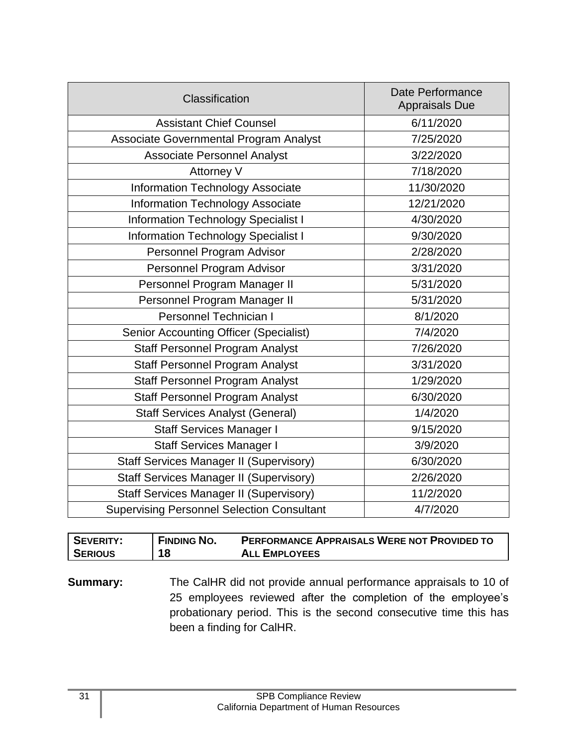| Classification | Date Performance Appraisals Due |
|---|---|
| Assistant Chief Counsel | 6/11/2020 |
| Associate Governmental Program Analyst | 7/25/2020 |
| Associate Personnel Analyst | 3/22/2020 |
| Attorney V | 7/18/2020 |
| Information Technology Associate | 11/30/2020 |
| Information Technology Associate | 12/21/2020 |
| Information Technology Specialist I | 4/30/2020 |
| Information Technology Specialist I | 9/30/2020 |
| Personnel Program Advisor | 2/28/2020 |
| Personnel Program Advisor | 3/31/2020 |
| Personnel Program Manager II | 5/31/2020 |
| Personnel Program Manager II | 5/31/2020 |
| Personnel Technician I | 8/1/2020 |
| Senior Accounting Officer (Specialist) | 7/4/2020 |
| Staff Personnel Program Analyst | 7/26/2020 |
| Staff Personnel Program Analyst | 3/31/2020 |
| Staff Personnel Program Analyst | 1/29/2020 |
| Staff Personnel Program Analyst | 6/30/2020 |
| Staff Services Analyst (General) | 1/4/2020 |
| Staff Services Manager I | 9/15/2020 |
| Staff Services Manager I | 3/9/2020 |
| Staff Services Manager II (Supervisory) | 6/30/2020 |
| Staff Services Manager II (Supervisory) | 2/26/2020 |
| Staff Services Manager II (Supervisory) | 11/2/2020 |
| Supervising Personnel Selection Consultant | 4/7/2020 |

| **SEVERITY: SERIOUS** | **FINDING NO. 18** | **PERFORMANCE APPRAISALS WERE NOT PROVIDED TO ALL EMPLOYEES** |
|---|---|---|

**Summary:** The CalHR did not provide annual performance appraisals to 10 of 25 employees reviewed after the completion of the employee's probationary period. This is the second consecutive time this has been a finding for CalHR.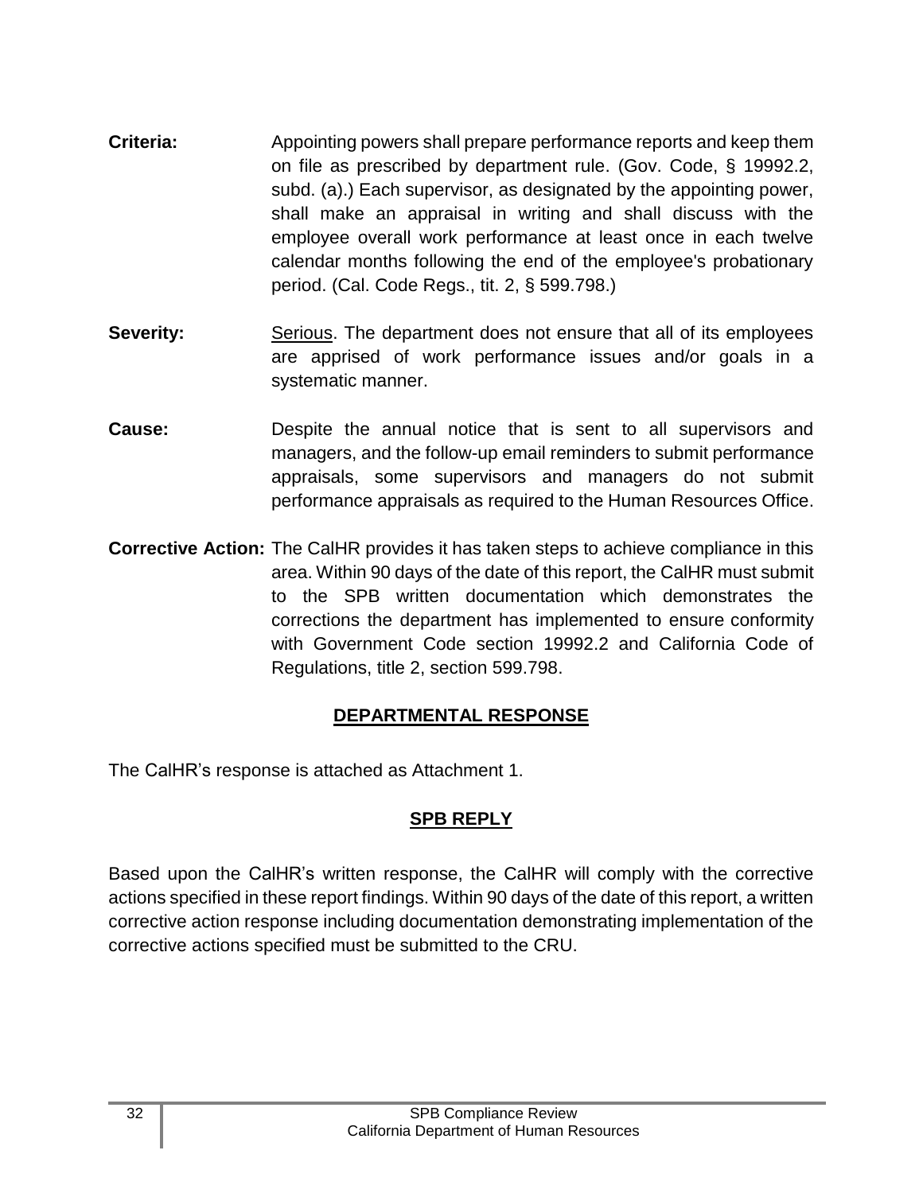**Criteria:** Appointing powers shall prepare performance reports and keep them on file as prescribed by department rule. (Gov. Code, § 19992.2, subd. (a).) Each supervisor, as designated by the appointing power, shall make an appraisal in writing and shall discuss with the employee overall work performance at least once in each twelve calendar months following the end of the employee's probationary period. (Cal. Code Regs., tit. 2, § 599.798.)

**Severity:** Serious. The department does not ensure that all of its employees are apprised of work performance issues and/or goals in a systematic manner.

**Cause:** Despite the annual notice that is sent to all supervisors and managers, and the follow-up email reminders to submit performance appraisals, some supervisors and managers do not submit performance appraisals as required to the Human Resources Office.

**Corrective Action:** The CalHR provides it has taken steps to achieve compliance in this area. Within 90 days of the date of this report, the CalHR must submit to the SPB written documentation which demonstrates the corrections the department has implemented to ensure conformity with Government Code section 19992.2 and California Code of Regulations, title 2, section 599.798.

## DEPARTMENTAL RESPONSE

The CalHR's response is attached as Attachment 1.

## SPB REPLY

Based upon the CalHR's written response, the CalHR will comply with the corrective actions specified in these report findings. Within 90 days of the date of this report, a written corrective action response including documentation demonstrating implementation of the corrective actions specified must be submitted to the CRU.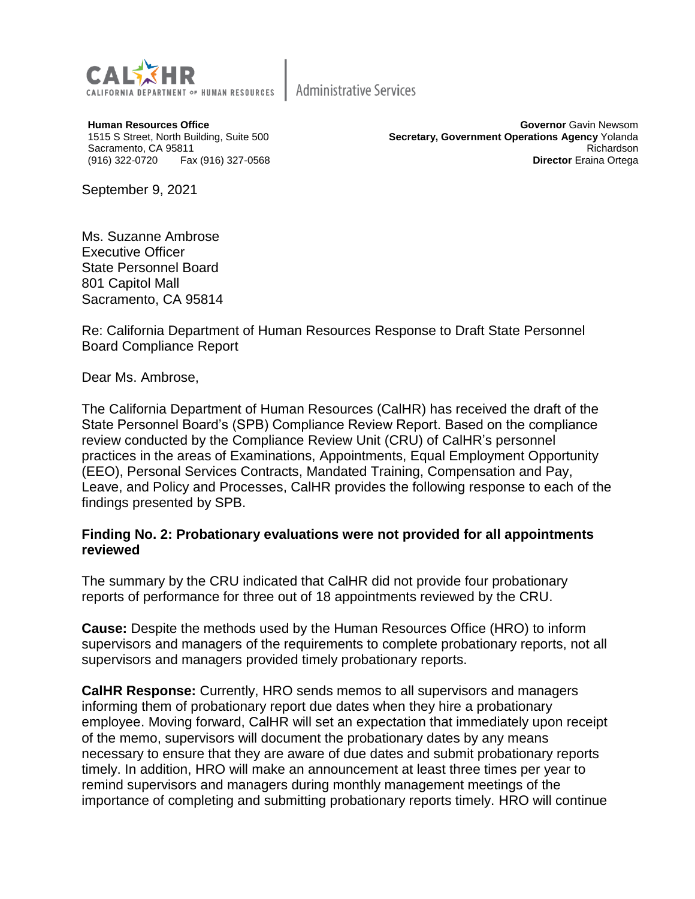**CALHR** CALIFORNIA DEPARTMENT OF HUMAN RESOURCES | Administrative Services

**Human Resources Office**
1515 S Street, North Building, Suite 500
Sacramento, CA 95811
(916) 322-0720 Fax (916) 327-0568

**Governor** Gavin Newsom
**Secretary, Government Operations Agency** Yolanda Richardson
**Director** Eraina Ortega

September 9, 2021

Ms. Suzanne Ambrose
Executive Officer
State Personnel Board
801 Capitol Mall
Sacramento, CA 95814

Re: California Department of Human Resources Response to Draft State Personnel Board Compliance Report

Dear Ms. Ambrose,

The California Department of Human Resources (CalHR) has received the draft of the State Personnel Board's (SPB) Compliance Review Report. Based on the compliance review conducted by the Compliance Review Unit (CRU) of CalHR's personnel practices in the areas of Examinations, Appointments, Equal Employment Opportunity (EEO), Personal Services Contracts, Mandated Training, Compensation and Pay, Leave, and Policy and Processes, CalHR provides the following response to each of the findings presented by SPB.

**Finding No. 2: Probationary evaluations were not provided for all appointments reviewed**

The summary by the CRU indicated that CalHR did not provide four probationary reports of performance for three out of 18 appointments reviewed by the CRU.

**Cause:** Despite the methods used by the Human Resources Office (HRO) to inform supervisors and managers of the requirements to complete probationary reports, not all supervisors and managers provided timely probationary reports.

**CalHR Response:** Currently, HRO sends memos to all supervisors and managers informing them of probationary report due dates when they hire a probationary employee. Moving forward, CalHR will set an expectation that immediately upon receipt of the memo, supervisors will document the probationary dates by any means necessary to ensure that they are aware of due dates and submit probationary reports timely. In addition, HRO will make an announcement at least three times per year to remind supervisors and managers during monthly management meetings of the importance of completing and submitting probationary reports timely. HRO will continue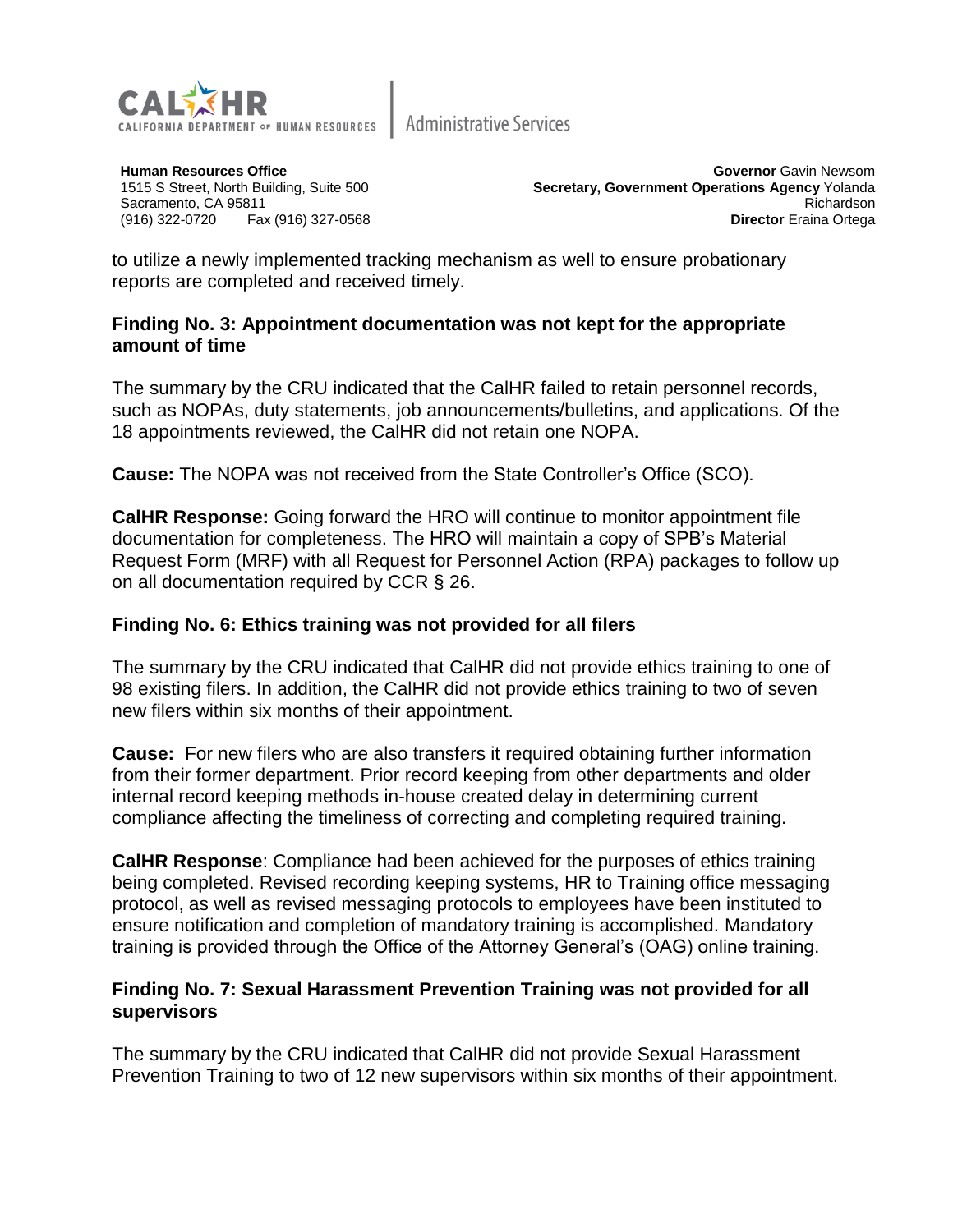to utilize a newly implemented tracking mechanism as well to ensure probationary reports are completed and received timely.

**Finding No. 3: Appointment documentation was not kept for the appropriate amount of time**

The summary by the CRU indicated that the CalHR failed to retain personnel records, such as NOPAs, duty statements, job announcements/bulletins, and applications. Of the 18 appointments reviewed, the CalHR did not retain one NOPA.

**Cause:** The NOPA was not received from the State Controller's Office (SCO).

**CalHR Response:** Going forward the HRO will continue to monitor appointment file documentation for completeness. The HRO will maintain a copy of SPB's Material Request Form (MRF) with all Request for Personnel Action (RPA) packages to follow up on all documentation required by CCR § 26.

**Finding No. 6: Ethics training was not provided for all filers**

The summary by the CRU indicated that CalHR did not provide ethics training to one of 98 existing filers. In addition, the CalHR did not provide ethics training to two of seven new filers within six months of their appointment.

**Cause:** For new filers who are also transfers it required obtaining further information from their former department. Prior record keeping from other departments and older internal record keeping methods in-house created delay in determining current compliance affecting the timeliness of correcting and completing required training.

**CalHR Response**: Compliance had been achieved for the purposes of ethics training being completed. Revised recording keeping systems, HR to Training office messaging protocol, as well as revised messaging protocols to employees have been instituted to ensure notification and completion of mandatory training is accomplished. Mandatory training is provided through the Office of the Attorney General's (OAG) online training.

**Finding No. 7: Sexual Harassment Prevention Training was not provided for all supervisors**

The summary by the CRU indicated that CalHR did not provide Sexual Harassment Prevention Training to two of 12 new supervisors within six months of their appointment.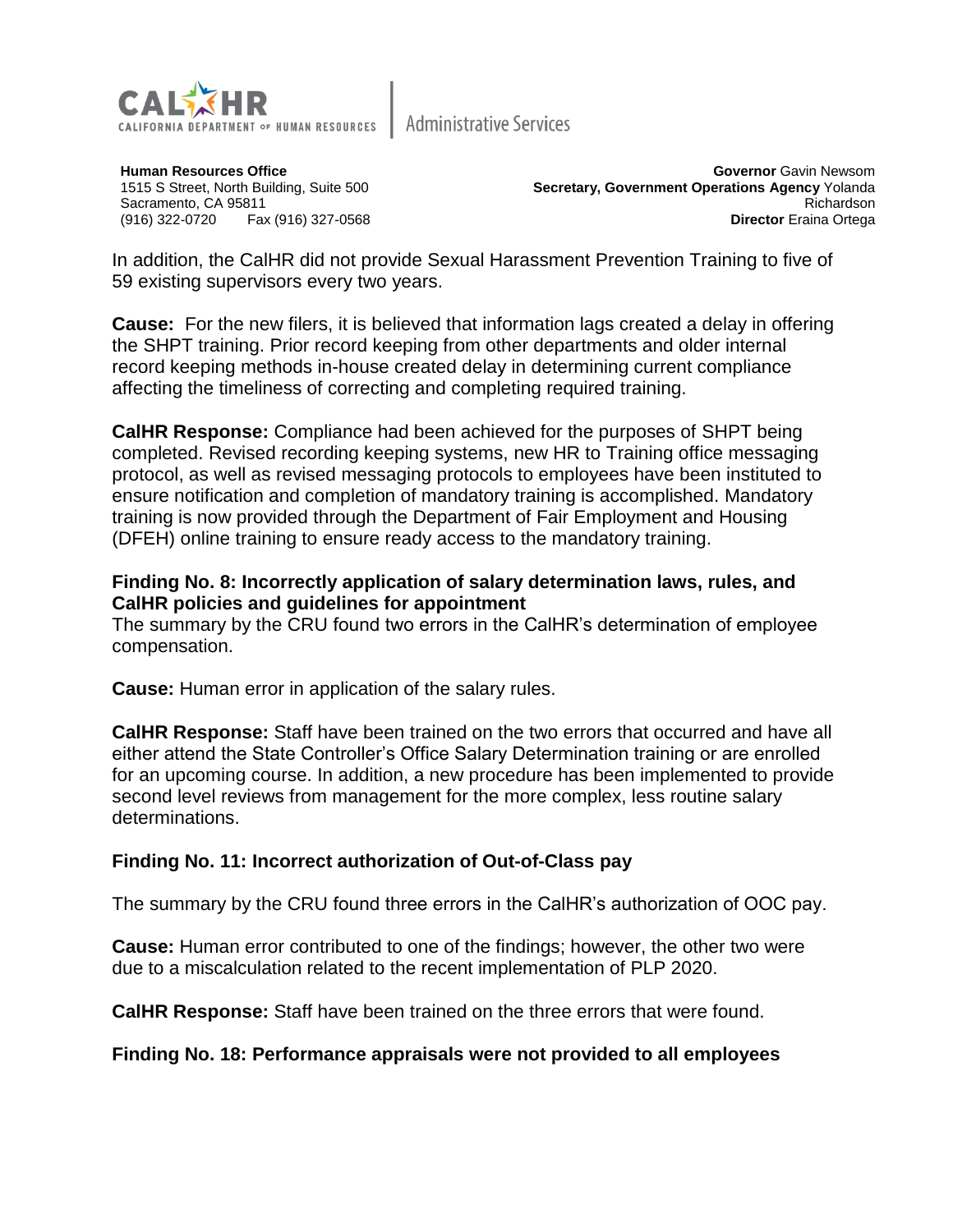In addition, the CalHR did not provide Sexual Harassment Prevention Training to five of 59 existing supervisors every two years.

**Cause:** For the new filers, it is believed that information lags created a delay in offering the SHPT training. Prior record keeping from other departments and older internal record keeping methods in-house created delay in determining current compliance affecting the timeliness of correcting and completing required training.

**CalHR Response:** Compliance had been achieved for the purposes of SHPT being completed. Revised recording keeping systems, new HR to Training office messaging protocol, as well as revised messaging protocols to employees have been instituted to ensure notification and completion of mandatory training is accomplished. Mandatory training is now provided through the Department of Fair Employment and Housing (DFEH) online training to ensure ready access to the mandatory training.

**Finding No. 8: Incorrectly application of salary determination laws, rules, and CalHR policies and guidelines for appointment**

The summary by the CRU found two errors in the CalHR's determination of employee compensation.

**Cause:** Human error in application of the salary rules.

**CalHR Response:** Staff have been trained on the two errors that occurred and have all either attend the State Controller's Office Salary Determination training or are enrolled for an upcoming course. In addition, a new procedure has been implemented to provide second level reviews from management for the more complex, less routine salary determinations.

**Finding No. 11: Incorrect authorization of Out-of-Class pay**

The summary by the CRU found three errors in the CalHR's authorization of OOC pay.

**Cause:** Human error contributed to one of the findings; however, the other two were due to a miscalculation related to the recent implementation of PLP 2020.

**CalHR Response:** Staff have been trained on the three errors that were found.

**Finding No. 18: Performance appraisals were not provided to all employees**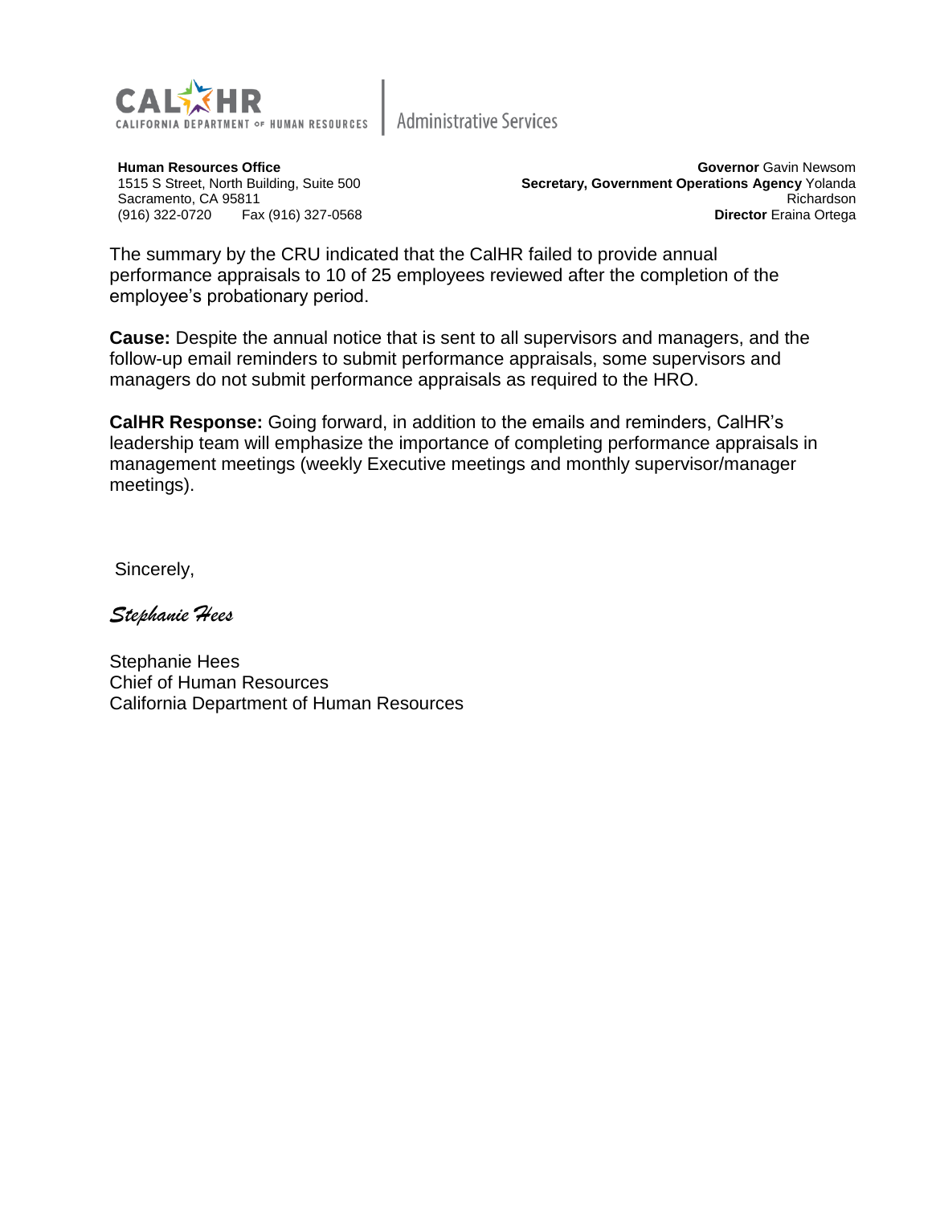CALHR
CALIFORNIA DEPARTMENT OF HUMAN RESOURCES | Administrative Services

**Human Resources Office**
1515 S Street, North Building, Suite 500
Sacramento, CA 95811
(916) 322-0720 Fax (916) 327-0568

**Governor** Gavin Newsom
**Secretary, Government Operations Agency** Yolanda Richardson
**Director** Eraina Ortega

The summary by the CRU indicated that the CalHR failed to provide annual performance appraisals to 10 of 25 employees reviewed after the completion of the employee's probationary period.

**Cause:** Despite the annual notice that is sent to all supervisors and managers, and the follow-up email reminders to submit performance appraisals, some supervisors and managers do not submit performance appraisals as required to the HRO.

**CalHR Response:** Going forward, in addition to the emails and reminders, CalHR's leadership team will emphasize the importance of completing performance appraisals in management meetings (weekly Executive meetings and monthly supervisor/manager meetings).

Sincerely,

*Stephanie Hees*

Stephanie Hees
Chief of Human Resources
California Department of Human Resources